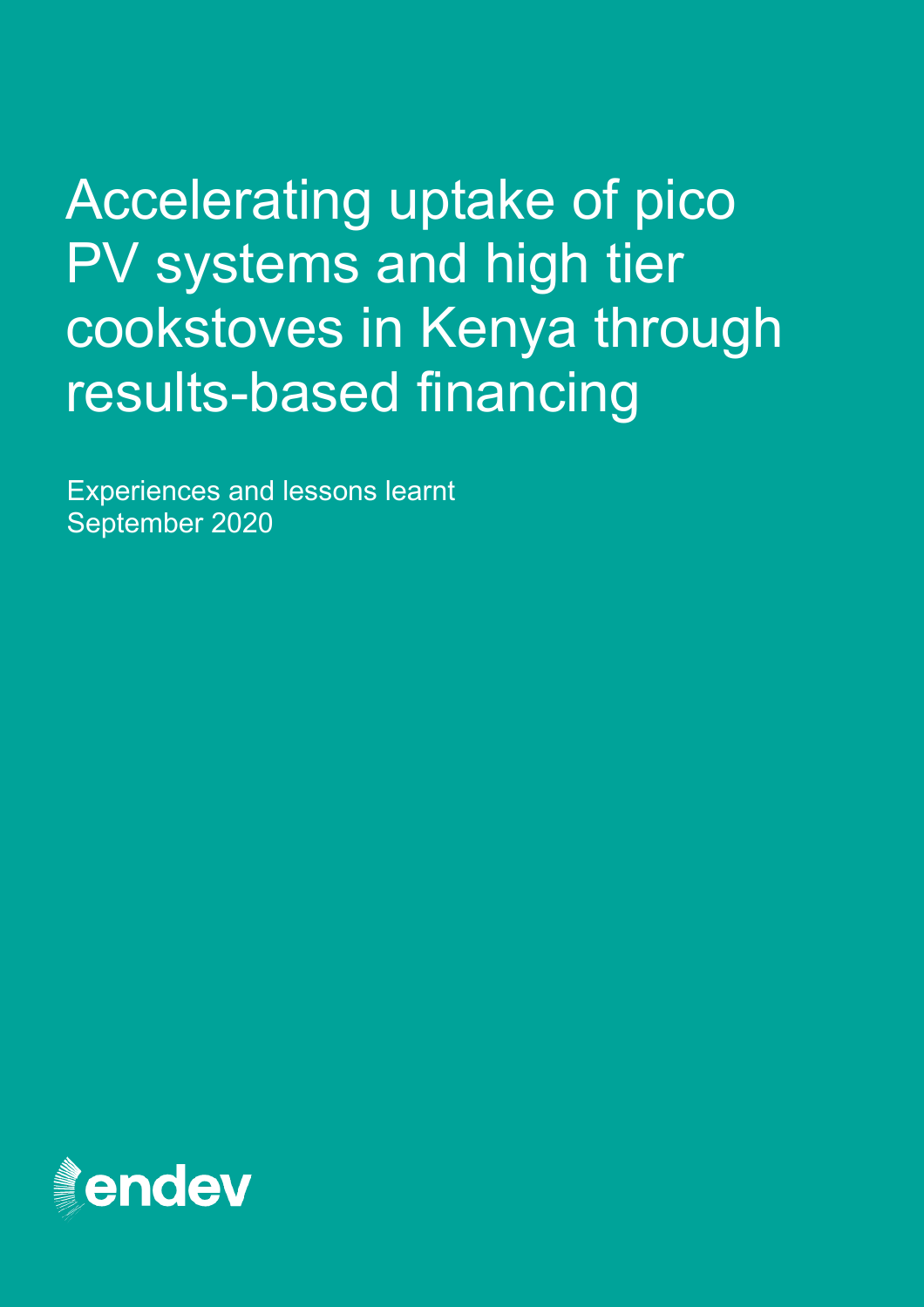# Accelerating uptake of pico PV systems and high tier cookstoves in Kenya through results-based financing

Experiences and lessons learnt
September 2020

endev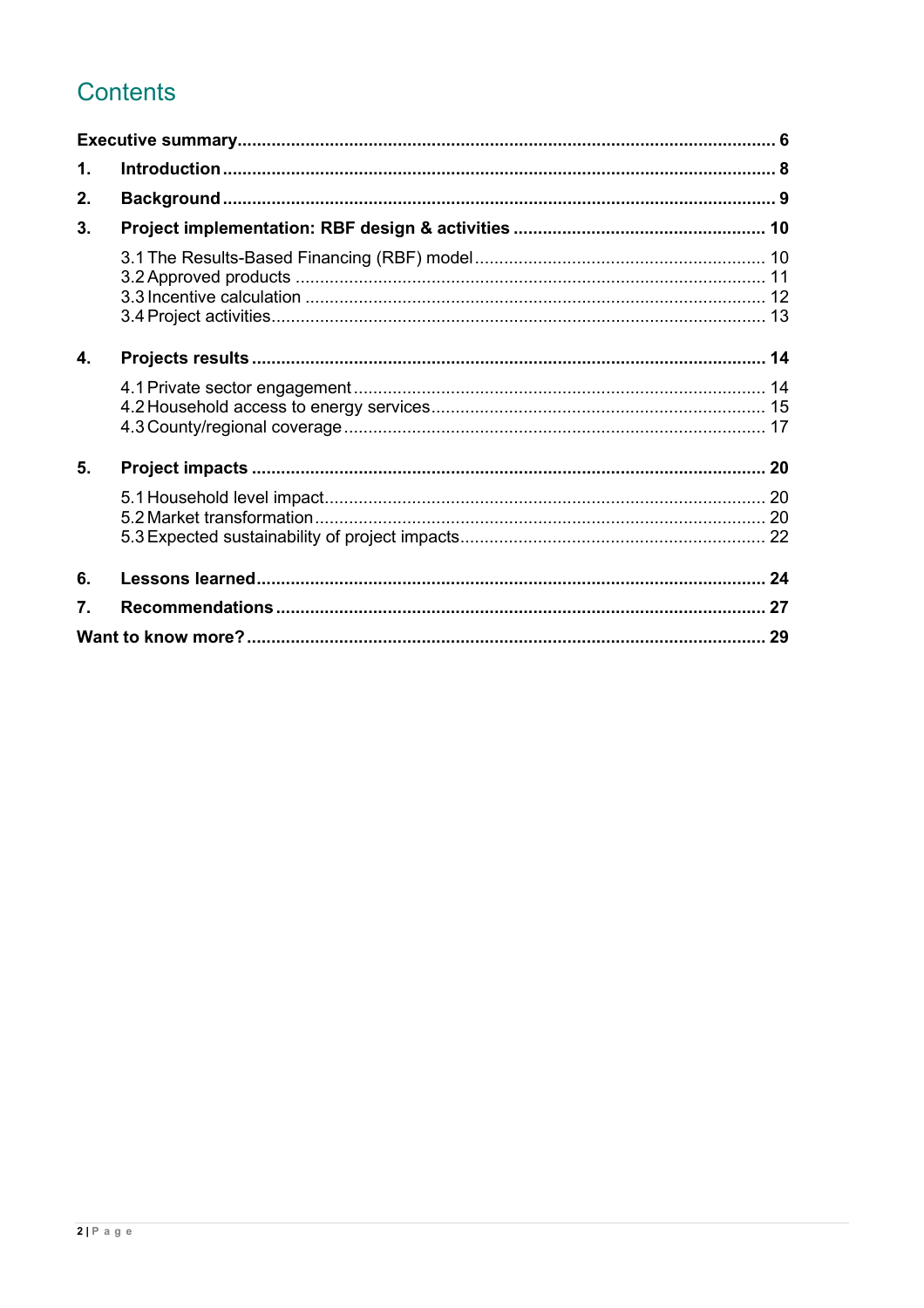# Contents

**Executive summary** .......... **6**

**1. Introduction** .......... **8**

**2. Background** .......... **9**

**3. Project implementation: RBF design & activities** .......... **10**

- 3.1 The Results-Based Financing (RBF) model .......... 10
- 3.2 Approved products .......... 11
- 3.3 Incentive calculation .......... 12
- 3.4 Project activities .......... 13

**4. Projects results** .......... **14**

- 4.1 Private sector engagement .......... 14
- 4.2 Household access to energy services .......... 15
- 4.3 County/regional coverage .......... 17

**5. Project impacts** .......... **20**

- 5.1 Household level impact .......... 20
- 5.2 Market transformation .......... 20
- 5.3 Expected sustainability of project impacts .......... 22

**6. Lessons learned** .......... **24**

**7. Recommendations** .......... **27**

**Want to know more?** .......... **29**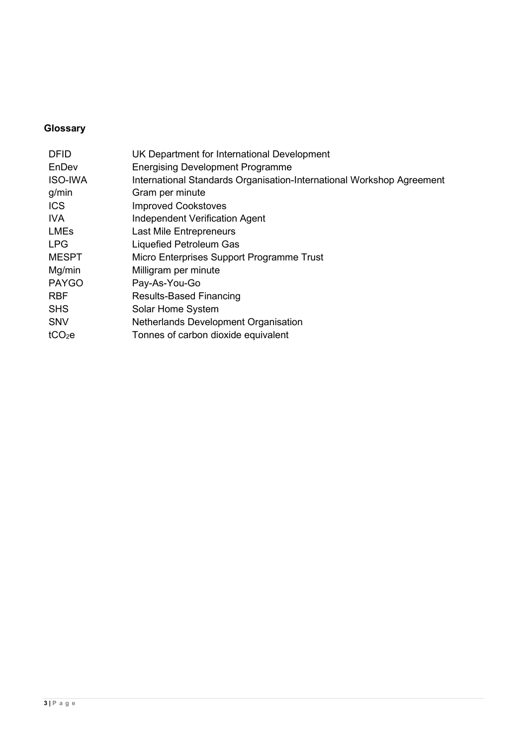**Glossary**

| | |
|---|---|
| DFID | UK Department for International Development |
| EnDev | Energising Development Programme |
| ISO-IWA | International Standards Organisation-International Workshop Agreement |
| g/min | Gram per minute |
| ICS | Improved Cookstoves |
| IVA | Independent Verification Agent |
| LMEs | Last Mile Entrepreneurs |
| LPG | Liquefied Petroleum Gas |
| MESPT | Micro Enterprises Support Programme Trust |
| Mg/min | Milligram per minute |
| PAYGO | Pay-As-You-Go |
| RBF | Results-Based Financing |
| SHS | Solar Home System |
| SNV | Netherlands Development Organisation |
| $tCO_2e$ | Tonnes of carbon dioxide equivalent |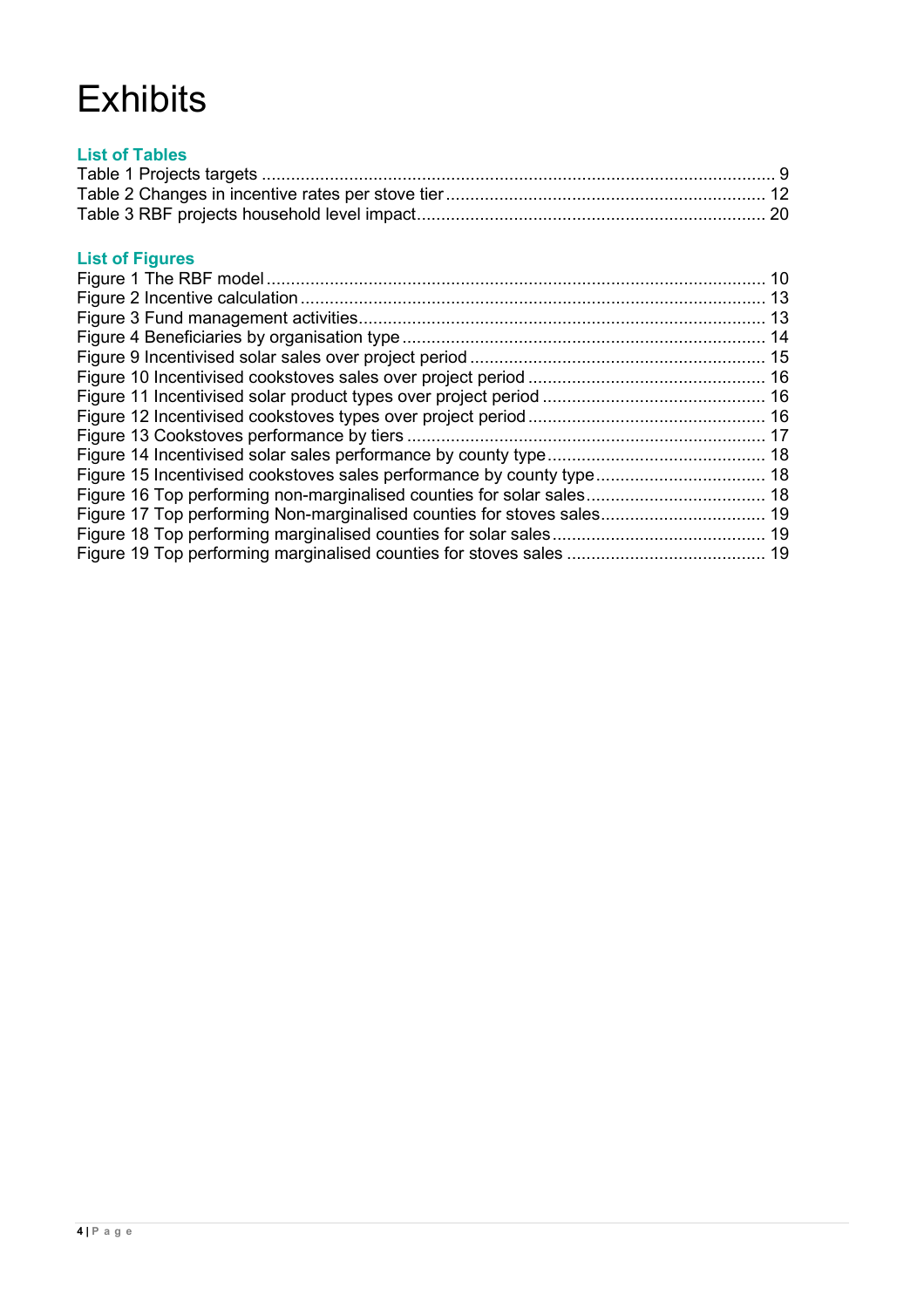# Exhibits

## List of Tables

Table 1 Projects targets ........................................................................................................... 9
Table 2 Changes in incentive rates per stove tier .................................................................. 12
Table 3 RBF projects household level impact........................................................................ 20

## List of Figures

Figure 1 The RBF model ....................................................................................................... 10
Figure 2 Incentive calculation ................................................................................................ 13
Figure 3 Fund management activities.................................................................................... 13
Figure 4 Beneficiaries by organisation type ........................................................................... 14
Figure 9 Incentivised solar sales over project period ............................................................. 15
Figure 10 Incentivised cookstoves sales over project period ................................................. 16
Figure 11 Incentivised solar product types over project period .............................................. 16
Figure 12 Incentivised cookstoves types over project period ................................................. 16
Figure 13 Cookstoves performance by tiers .......................................................................... 17
Figure 14 Incentivised solar sales performance by county type ............................................. 18
Figure 15 Incentivised cookstoves sales performance by county type ................................... 18
Figure 16 Top performing non-marginalised counties for solar sales ..................................... 18
Figure 17 Top performing Non-marginalised counties for stoves sales .................................. 19
Figure 18 Top performing marginalised counties for solar sales ............................................ 19
Figure 19 Top performing marginalised counties for stoves sales ......................................... 19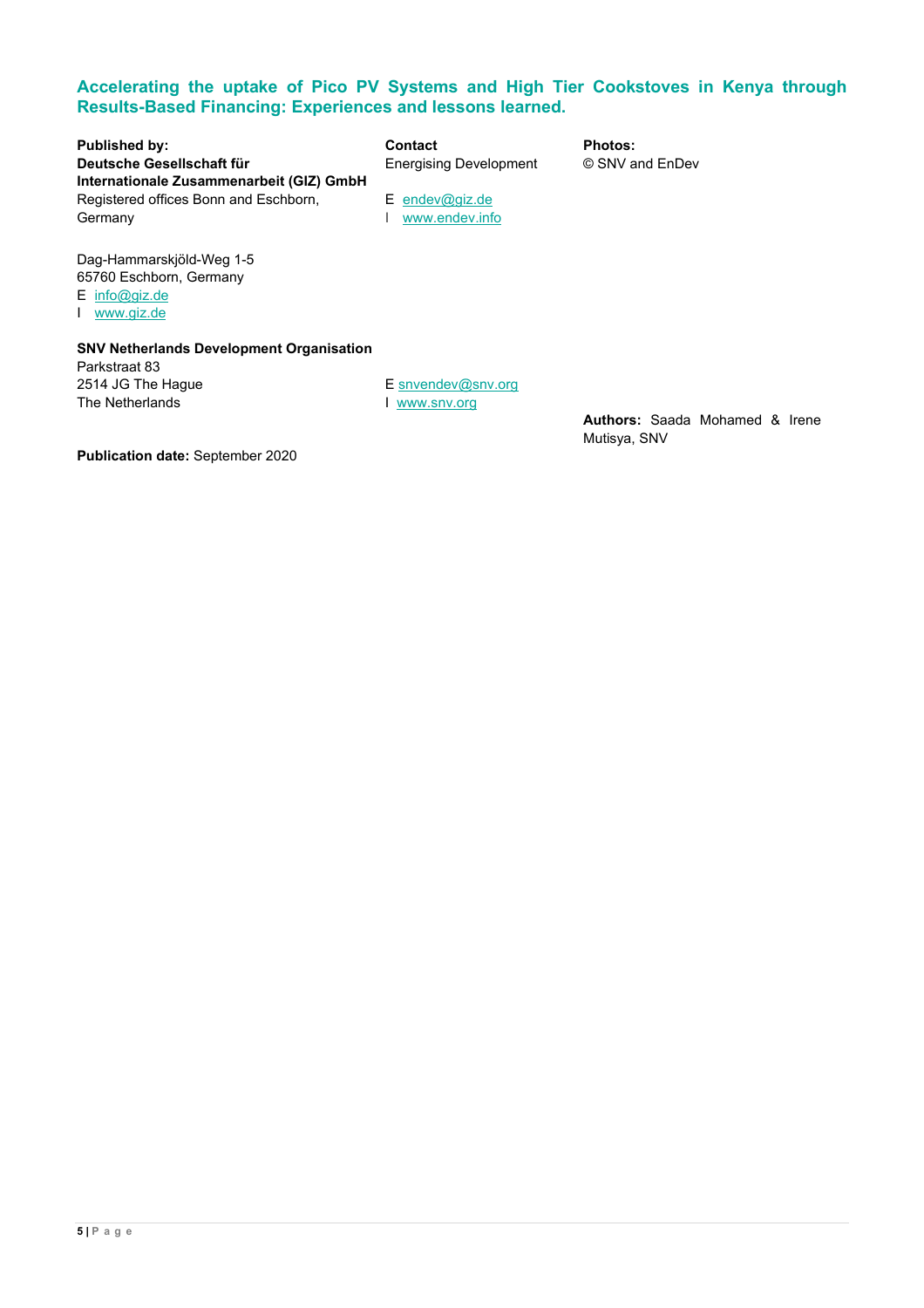# Accelerating the uptake of Pico PV Systems and High Tier Cookstoves in Kenya through Results-Based Financing: Experiences and lessons learned.

**Published by:**
**Deutsche Gesellschaft für Internationale Zusammenarbeit (GIZ) GmbH**
Registered offices Bonn and Eschborn, Germany

Dag-Hammarskjöld-Weg 1-5
65760 Eschborn, Germany
E info@giz.de
I www.giz.de

**Contact**
Energising Development

E endev@giz.de
I www.endev.info

**Photos:**
© SNV and EnDev

**SNV Netherlands Development Organisation**
Parkstraat 83
2514 JG The Hague
The Netherlands

E snvendev@snv.org
I www.snv.org

**Authors:** Saada Mohamed & Irene Mutisya, SNV

**Publication date:** September 2020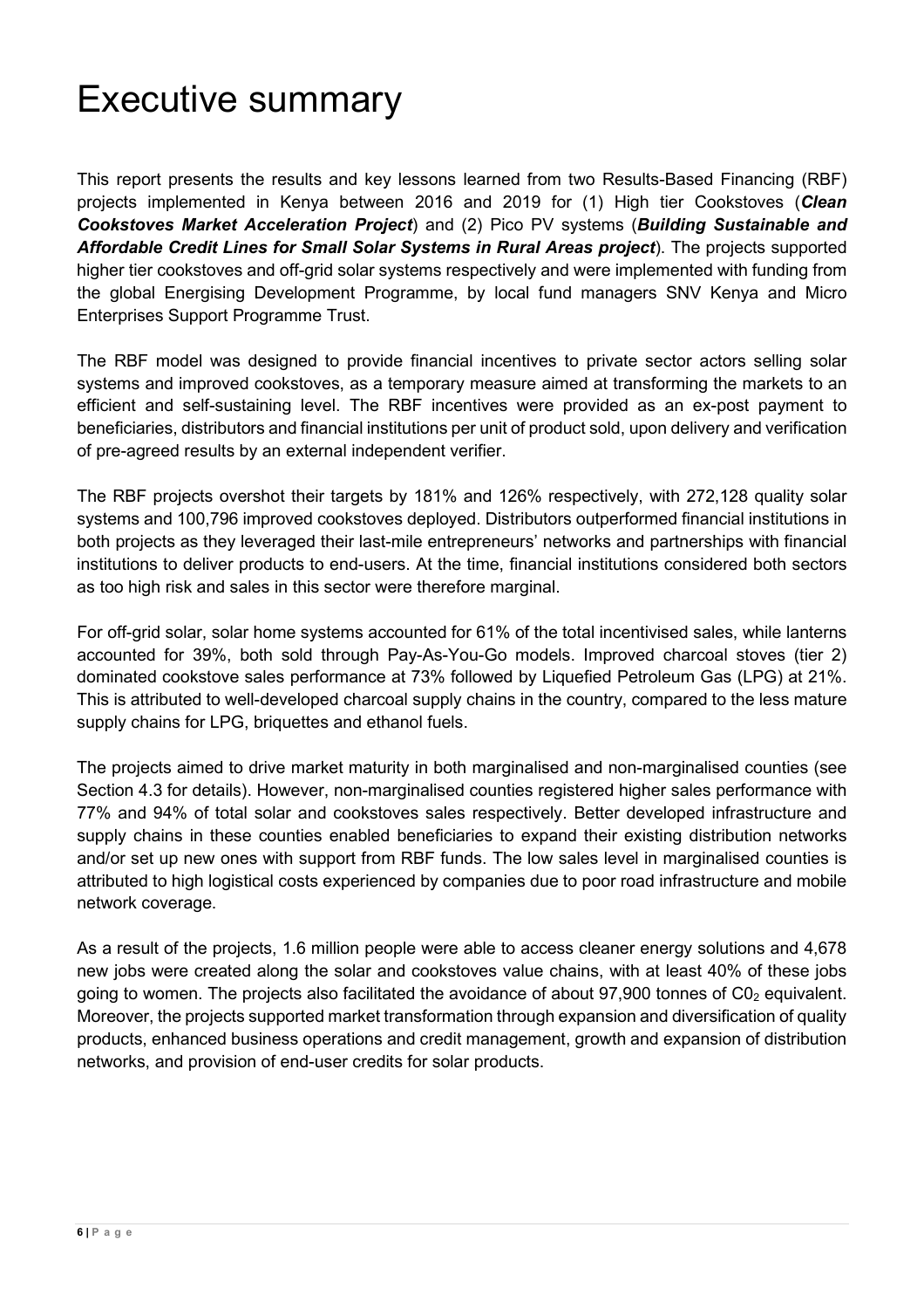# Executive summary

This report presents the results and key lessons learned from two Results-Based Financing (RBF) projects implemented in Kenya between 2016 and 2019 for (1) High tier Cookstoves (***Clean Cookstoves Market Acceleration Project***) and (2) Pico PV systems (***Building Sustainable and Affordable Credit Lines for Small Solar Systems in Rural Areas project***). The projects supported higher tier cookstoves and off-grid solar systems respectively and were implemented with funding from the global Energising Development Programme, by local fund managers SNV Kenya and Micro Enterprises Support Programme Trust.

The RBF model was designed to provide financial incentives to private sector actors selling solar systems and improved cookstoves, as a temporary measure aimed at transforming the markets to an efficient and self-sustaining level. The RBF incentives were provided as an ex-post payment to beneficiaries, distributors and financial institutions per unit of product sold, upon delivery and verification of pre-agreed results by an external independent verifier.

The RBF projects overshot their targets by 181% and 126% respectively, with 272,128 quality solar systems and 100,796 improved cookstoves deployed. Distributors outperformed financial institutions in both projects as they leveraged their last-mile entrepreneurs' networks and partnerships with financial institutions to deliver products to end-users. At the time, financial institutions considered both sectors as too high risk and sales in this sector were therefore marginal.

For off-grid solar, solar home systems accounted for 61% of the total incentivised sales, while lanterns accounted for 39%, both sold through Pay-As-You-Go models. Improved charcoal stoves (tier 2) dominated cookstove sales performance at 73% followed by Liquefied Petroleum Gas (LPG) at 21%. This is attributed to well-developed charcoal supply chains in the country, compared to the less mature supply chains for LPG, briquettes and ethanol fuels.

The projects aimed to drive market maturity in both marginalised and non-marginalised counties (see Section 4.3 for details). However, non-marginalised counties registered higher sales performance with 77% and 94% of total solar and cookstoves sales respectively. Better developed infrastructure and supply chains in these counties enabled beneficiaries to expand their existing distribution networks and/or set up new ones with support from RBF funds. The low sales level in marginalised counties is attributed to high logistical costs experienced by companies due to poor road infrastructure and mobile network coverage.

As a result of the projects, 1.6 million people were able to access cleaner energy solutions and 4,678 new jobs were created along the solar and cookstoves value chains, with at least 40% of these jobs going to women. The projects also facilitated the avoidance of about 97,900 tonnes of $C0_2$ equivalent. Moreover, the projects supported market transformation through expansion and diversification of quality products, enhanced business operations and credit management, growth and expansion of distribution networks, and provision of end-user credits for solar products.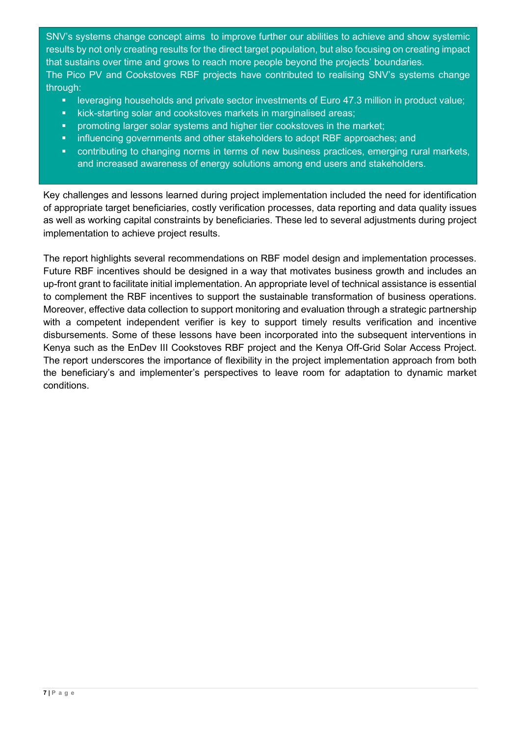SNV's systems change concept aims to improve further our abilities to achieve and show systemic results by not only creating results for the direct target population, but also focusing on creating impact that sustains over time and grows to reach more people beyond the projects' boundaries.
The Pico PV and Cookstoves RBF projects have contributed to realising SNV's systems change through:

- leveraging households and private sector investments of Euro 47.3 million in product value;
- kick-starting solar and cookstoves markets in marginalised areas;
- promoting larger solar systems and higher tier cookstoves in the market;
- influencing governments and other stakeholders to adopt RBF approaches; and
- contributing to changing norms in terms of new business practices, emerging rural markets, and increased awareness of energy solutions among end users and stakeholders.

Key challenges and lessons learned during project implementation included the need for identification of appropriate target beneficiaries, costly verification processes, data reporting and data quality issues as well as working capital constraints by beneficiaries. These led to several adjustments during project implementation to achieve project results.

The report highlights several recommendations on RBF model design and implementation processes. Future RBF incentives should be designed in a way that motivates business growth and includes an up-front grant to facilitate initial implementation. An appropriate level of technical assistance is essential to complement the RBF incentives to support the sustainable transformation of business operations. Moreover, effective data collection to support monitoring and evaluation through a strategic partnership with a competent independent verifier is key to support timely results verification and incentive disbursements. Some of these lessons have been incorporated into the subsequent interventions in Kenya such as the EnDev III Cookstoves RBF project and the Kenya Off-Grid Solar Access Project. The report underscores the importance of flexibility in the project implementation approach from both the beneficiary's and implementer's perspectives to leave room for adaptation to dynamic market conditions.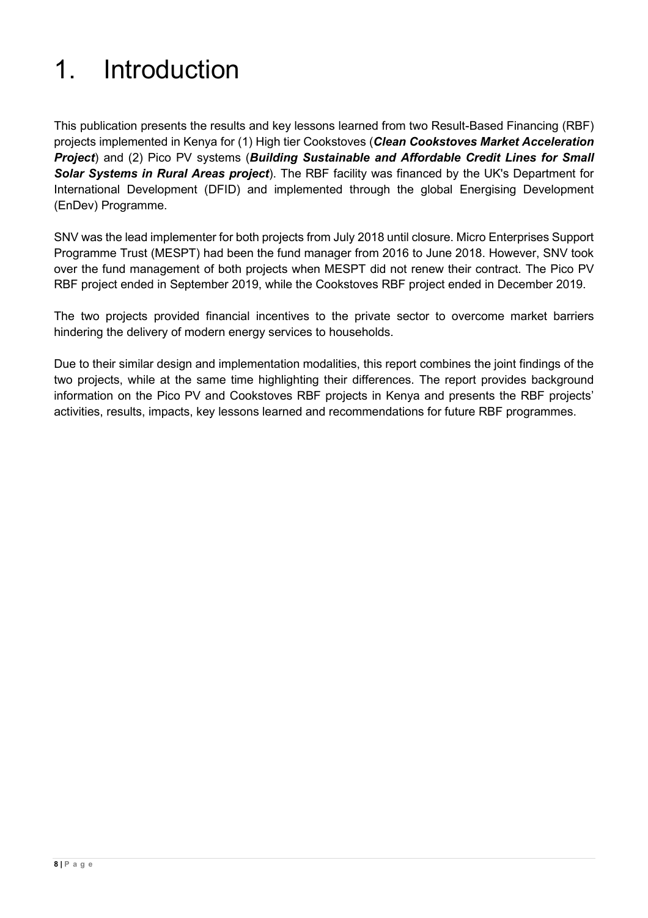# 1. Introduction

This publication presents the results and key lessons learned from two Result-Based Financing (RBF) projects implemented in Kenya for (1) High tier Cookstoves (***Clean Cookstoves Market Acceleration Project***) and (2) Pico PV systems (***Building Sustainable and Affordable Credit Lines for Small Solar Systems in Rural Areas project***). The RBF facility was financed by the UK's Department for International Development (DFID) and implemented through the global Energising Development (EnDev) Programme.

SNV was the lead implementer for both projects from July 2018 until closure. Micro Enterprises Support Programme Trust (MESPT) had been the fund manager from 2016 to June 2018. However, SNV took over the fund management of both projects when MESPT did not renew their contract. The Pico PV RBF project ended in September 2019, while the Cookstoves RBF project ended in December 2019.

The two projects provided financial incentives to the private sector to overcome market barriers hindering the delivery of modern energy services to households.

Due to their similar design and implementation modalities, this report combines the joint findings of the two projects, while at the same time highlighting their differences. The report provides background information on the Pico PV and Cookstoves RBF projects in Kenya and presents the RBF projects' activities, results, impacts, key lessons learned and recommendations for future RBF programmes.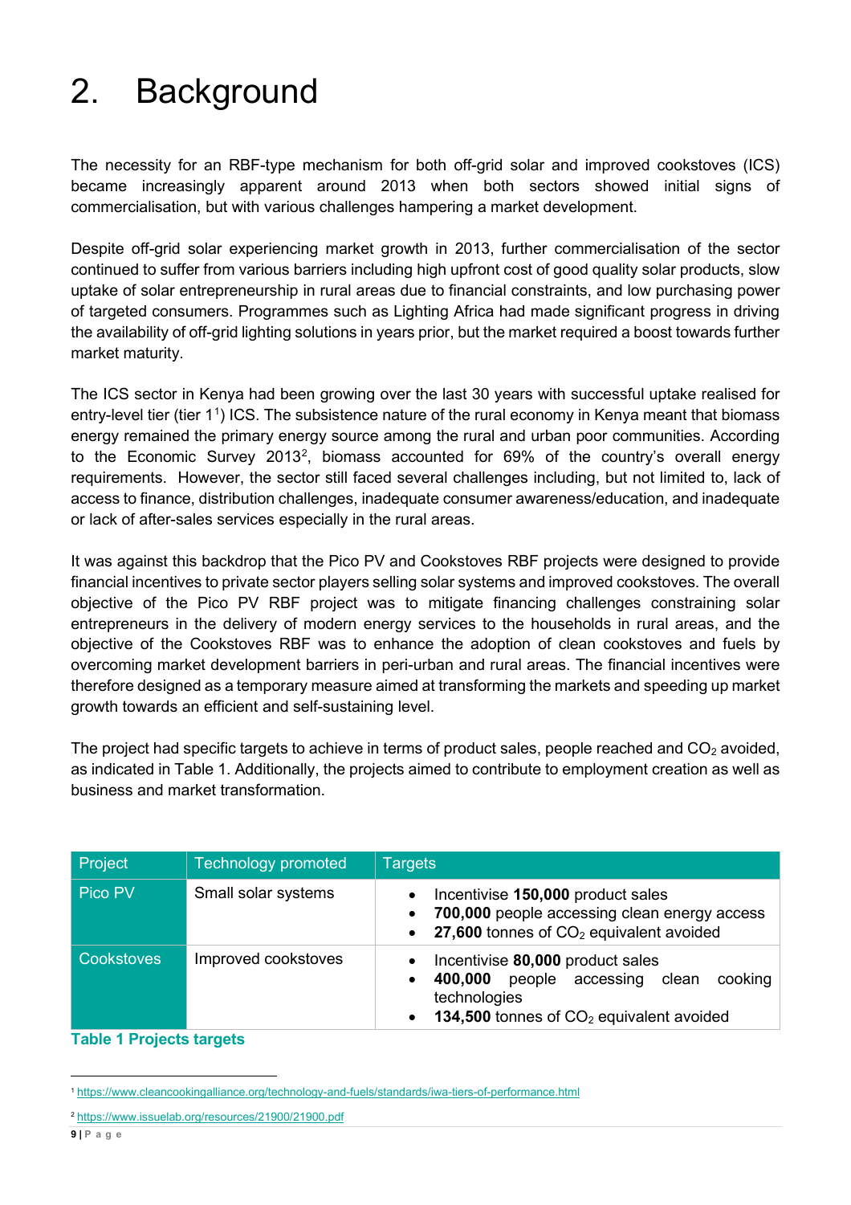# 2. Background

The necessity for an RBF-type mechanism for both off-grid solar and improved cookstoves (ICS) became increasingly apparent around 2013 when both sectors showed initial signs of commercialisation, but with various challenges hampering a market development.

Despite off-grid solar experiencing market growth in 2013, further commercialisation of the sector continued to suffer from various barriers including high upfront cost of good quality solar products, slow uptake of solar entrepreneurship in rural areas due to financial constraints, and low purchasing power of targeted consumers. Programmes such as Lighting Africa had made significant progress in driving the availability of off-grid lighting solutions in years prior, but the market required a boost towards further market maturity.

The ICS sector in Kenya had been growing over the last 30 years with successful uptake realised for entry-level tier (tier 1[1]) ICS. The subsistence nature of the rural economy in Kenya meant that biomass energy remained the primary energy source among the rural and urban poor communities. According to the Economic Survey 2013[2], biomass accounted for 69% of the country's overall energy requirements. However, the sector still faced several challenges including, but not limited to, lack of access to finance, distribution challenges, inadequate consumer awareness/education, and inadequate or lack of after-sales services especially in the rural areas.

It was against this backdrop that the Pico PV and Cookstoves RBF projects were designed to provide financial incentives to private sector players selling solar systems and improved cookstoves. The overall objective of the Pico PV RBF project was to mitigate financing challenges constraining solar entrepreneurs in the delivery of modern energy services to the households in rural areas, and the objective of the Cookstoves RBF was to enhance the adoption of clean cookstoves and fuels by overcoming market development barriers in peri-urban and rural areas. The financial incentives were therefore designed as a temporary measure aimed at transforming the markets and speeding up market growth towards an efficient and self-sustaining level.

The project had specific targets to achieve in terms of product sales, people reached and $CO_2$ avoided, as indicated in Table 1. Additionally, the projects aimed to contribute to employment creation as well as business and market transformation.

| Project | Technology promoted | Targets |
|---|---|---|
| Pico PV | Small solar systems | • Incentivise **150,000** product sales<br>• **700,000** people accessing clean energy access<br>• **27,600** tonnes of $CO_2$ equivalent avoided |
| Cookstoves | Improved cookstoves | • Incentivise **80,000** product sales<br>• **400,000** people accessing clean cooking technologies<br>• **134,500** tonnes of $CO_2$ equivalent avoided |

**Table 1 Projects targets**

[1] https://www.cleancookingalliance.org/technology-and-fuels/standards/iwa-tiers-of-performance.html

[2] https://www.issuelab.org/resources/21900/21900.pdf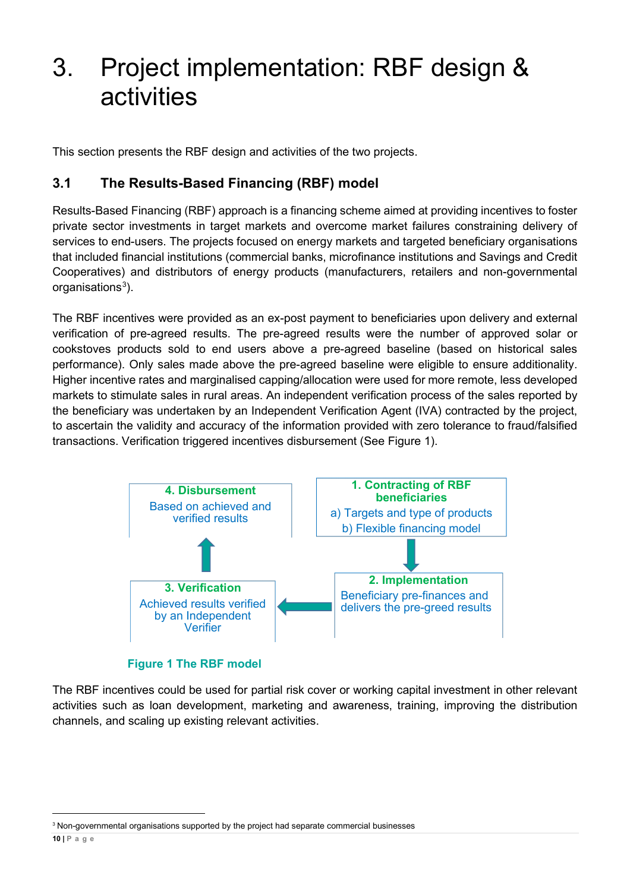# 3. Project implementation: RBF design & activities

This section presents the RBF design and activities of the two projects.

## 3.1 The Results-Based Financing (RBF) model

Results-Based Financing (RBF) approach is a financing scheme aimed at providing incentives to foster private sector investments in target markets and overcome market failures constraining delivery of services to end-users. The projects focused on energy markets and targeted beneficiary organisations that included financial institutions (commercial banks, microfinance institutions and Savings and Credit Cooperatives) and distributors of energy products (manufacturers, retailers and non-governmental organisations[3]).

The RBF incentives were provided as an ex-post payment to beneficiaries upon delivery and external verification of pre-agreed results. The pre-agreed results were the number of approved solar or cookstoves products sold to end users above a pre-agreed baseline (based on historical sales performance). Only sales made above the pre-agreed baseline were eligible to ensure additionality. Higher incentive rates and marginalised capping/allocation were used for more remote, less developed markets to stimulate sales in rural areas. An independent verification process of the sales reported by the beneficiary was undertaken by an Independent Verification Agent (IVA) contracted by the project, to ascertain the validity and accuracy of the information provided with zero tolerance to fraud/falsified transactions. Verification triggered incentives disbursement (See Figure 1).

**1. Contracting of RBF beneficiaries**
a) Targets and type of products
b) Flexible financing model

**2. Implementation**
Beneficiary pre-finances and delivers the pre-greed results

**3. Verification**
Achieved results verified by an Independent Verifier

**4. Disbursement**
Based on achieved and verified results

**Figure 1 The RBF model**

The RBF incentives could be used for partial risk cover or working capital investment in other relevant activities such as loan development, marketing and awareness, training, improving the distribution channels, and scaling up existing relevant activities.

[3] Non-governmental organisations supported by the project had separate commercial businesses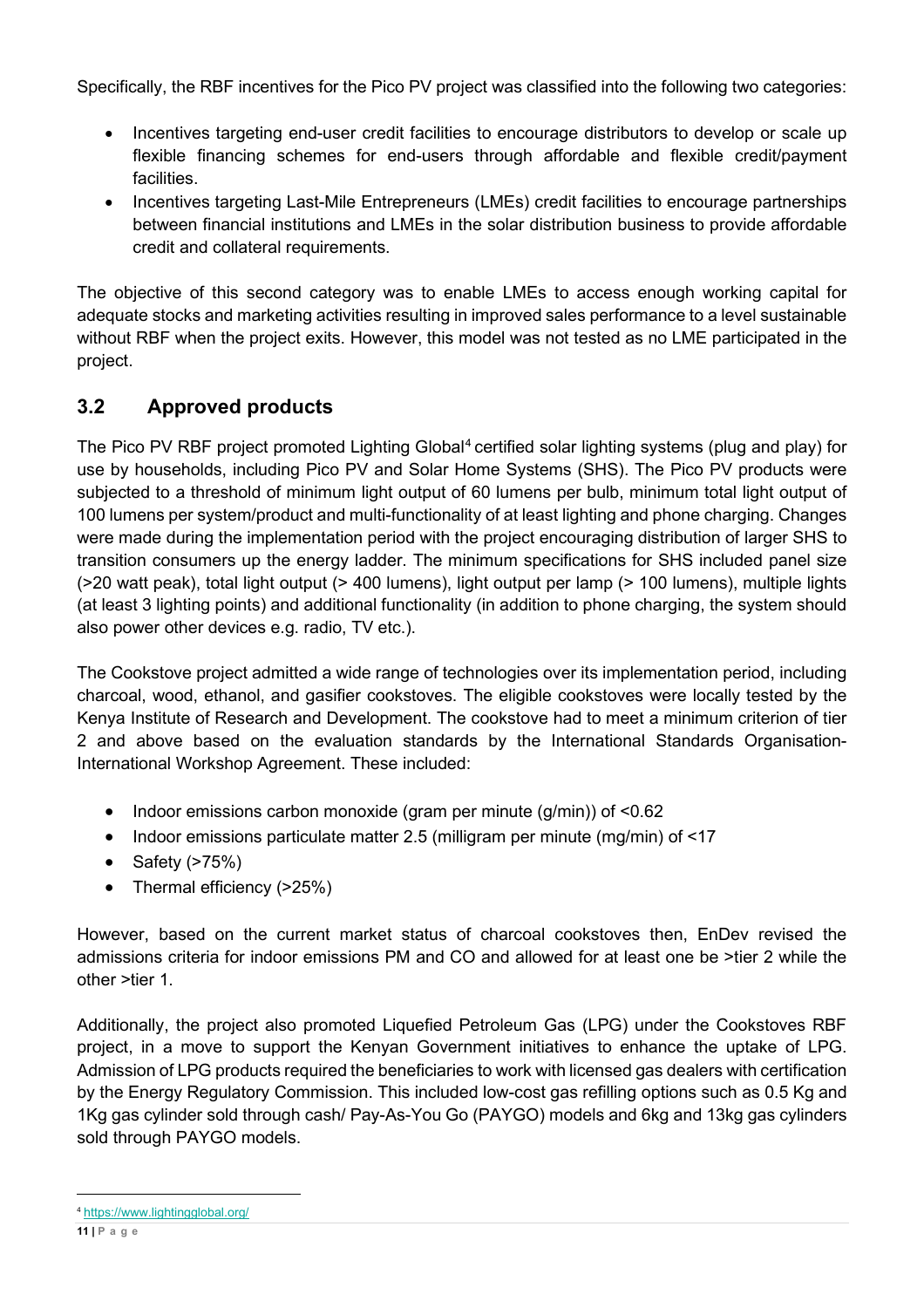Specifically, the RBF incentives for the Pico PV project was classified into the following two categories:

- Incentives targeting end-user credit facilities to encourage distributors to develop or scale up flexible financing schemes for end-users through affordable and flexible credit/payment facilities.
- Incentives targeting Last-Mile Entrepreneurs (LMEs) credit facilities to encourage partnerships between financial institutions and LMEs in the solar distribution business to provide affordable credit and collateral requirements.

The objective of this second category was to enable LMEs to access enough working capital for adequate stocks and marketing activities resulting in improved sales performance to a level sustainable without RBF when the project exits. However, this model was not tested as no LME participated in the project.

## 3.2 Approved products

The Pico PV RBF project promoted Lighting Global[4] certified solar lighting systems (plug and play) for use by households, including Pico PV and Solar Home Systems (SHS). The Pico PV products were subjected to a threshold of minimum light output of 60 lumens per bulb, minimum total light output of 100 lumens per system/product and multi-functionality of at least lighting and phone charging. Changes were made during the implementation period with the project encouraging distribution of larger SHS to transition consumers up the energy ladder. The minimum specifications for SHS included panel size (>20 watt peak), total light output (> 400 lumens), light output per lamp (> 100 lumens), multiple lights (at least 3 lighting points) and additional functionality (in addition to phone charging, the system should also power other devices e.g. radio, TV etc.).

The Cookstove project admitted a wide range of technologies over its implementation period, including charcoal, wood, ethanol, and gasifier cookstoves. The eligible cookstoves were locally tested by the Kenya Institute of Research and Development. The cookstove had to meet a minimum criterion of tier 2 and above based on the evaluation standards by the International Standards Organisation-International Workshop Agreement. These included:

- Indoor emissions carbon monoxide (gram per minute (g/min)) of <0.62
- Indoor emissions particulate matter 2.5 (milligram per minute (mg/min) of <17
- Safety (>75%)
- Thermal efficiency (>25%)

However, based on the current market status of charcoal cookstoves then, EnDev revised the admissions criteria for indoor emissions PM and CO and allowed for at least one be >tier 2 while the other >tier 1.

Additionally, the project also promoted Liquefied Petroleum Gas (LPG) under the Cookstoves RBF project, in a move to support the Kenyan Government initiatives to enhance the uptake of LPG. Admission of LPG products required the beneficiaries to work with licensed gas dealers with certification by the Energy Regulatory Commission. This included low-cost gas refilling options such as 0.5 Kg and 1Kg gas cylinder sold through cash/ Pay-As-You Go (PAYGO) models and 6kg and 13kg gas cylinders sold through PAYGO models.

---

[4] https://www.lightingglobal.org/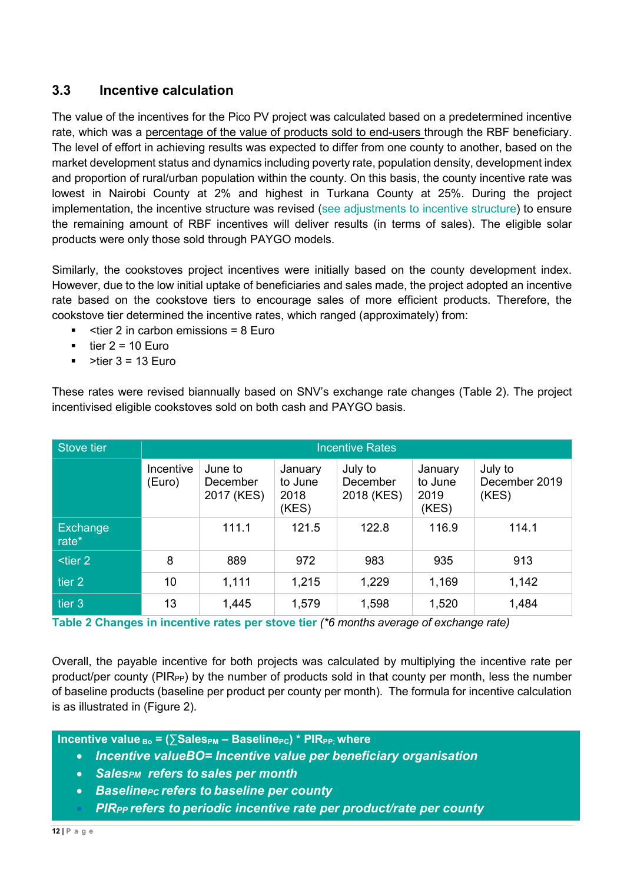## 3.3 Incentive calculation

The value of the incentives for the Pico PV project was calculated based on a predetermined incentive rate, which was a percentage of the value of products sold to end-users through the RBF beneficiary. The level of effort in achieving results was expected to differ from one county to another, based on the market development status and dynamics including poverty rate, population density, development index and proportion of rural/urban population within the county. On this basis, the county incentive rate was lowest in Nairobi County at 2% and highest in Turkana County at 25%. During the project implementation, the incentive structure was revised (see adjustments to incentive structure) to ensure the remaining amount of RBF incentives will deliver results (in terms of sales). The eligible solar products were only those sold through PAYGO models.

Similarly, the cookstoves project incentives were initially based on the county development index. However, due to the low initial uptake of beneficiaries and sales made, the project adopted an incentive rate based on the cookstove tiers to encourage sales of more efficient products. Therefore, the cookstove tier determined the incentive rates, which ranged (approximately) from:

- <tier 2 in carbon emissions = 8 Euro
- tier 2 = 10 Euro
- >tier 3 = 13 Euro

These rates were revised biannually based on SNV's exchange rate changes (Table 2). The project incentivised eligible cookstoves sold on both cash and PAYGO basis.

| Stove tier | Incentive Rates | | | | | |
|---|---|---|---|---|---|---|
| | Incentive (Euro) | June to December 2017 (KES) | January to June 2018 (KES) | July to December 2018 (KES) | January to June 2019 (KES) | July to December 2019 (KES) |
| Exchange rate* | | 111.1 | 121.5 | 122.8 | 116.9 | 114.1 |
| <tier 2 | 8 | 889 | 972 | 983 | 935 | 913 |
| tier 2 | 10 | 1,111 | 1,215 | 1,229 | 1,169 | 1,142 |
| tier 3 | 13 | 1,445 | 1,579 | 1,598 | 1,520 | 1,484 |

**Table 2 Changes in incentive rates per stove tier** *(\*6 months average of exchange rate)*

Overall, the payable incentive for both projects was calculated by multiplying the incentive rate per product/per county ($PIR_{PP}$) by the number of products sold in that county per month, less the number of baseline products (baseline per product per county per month). The formula for incentive calculation is as illustrated in (Figure 2).

**Incentive value $_{Bo}$ = ($\sum Sales_{PM}$ – $Baseline_{PC}$) \* $PIR_{PP}$; where**

- ***Incentive valueBO= Incentive value per beneficiary organisation***
- ***$Sales_{PM}$ refers to sales per month***
- ***$Baseline_{PC}$ refers to baseline per county***
- ***$PIR_{PP}$ refers to periodic incentive rate per product/rate per county***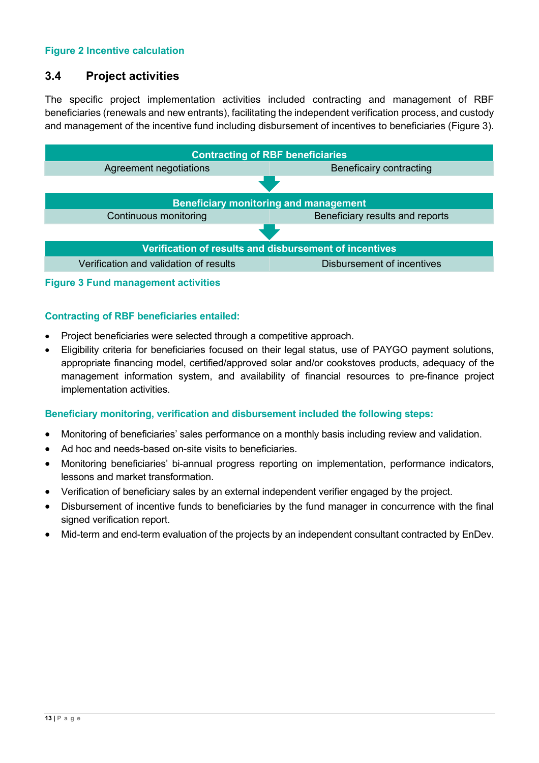**Figure 2 Incentive calculation**

## 3.4 Project activities

The specific project implementation activities included contracting and management of RBF beneficiaries (renewals and new entrants), facilitating the independent verification process, and custody and management of the incentive fund including disbursement of incentives to beneficiaries (Figure 3).

| Contracting of RBF beneficiaries | |
|---|---|
| Agreement negotiations | Beneficairy contracting |
| **Beneficiary monitoring and management** | |
| Continuous monitoring | Beneficiary results and reports |
| **Verification of results and disbursement of incentives** | |
| Verification and validation of results | Disbursement of incentives |

**Figure 3 Fund management activities**

**Contracting of RBF beneficiaries entailed:**

- Project beneficiaries were selected through a competitive approach.
- Eligibility criteria for beneficiaries focused on their legal status, use of PAYGO payment solutions, appropriate financing model, certified/approved solar and/or cookstoves products, adequacy of the management information system, and availability of financial resources to pre-finance project implementation activities.

**Beneficiary monitoring, verification and disbursement included the following steps:**

- Monitoring of beneficiaries' sales performance on a monthly basis including review and validation.
- Ad hoc and needs-based on-site visits to beneficiaries.
- Monitoring beneficiaries' bi-annual progress reporting on implementation, performance indicators, lessons and market transformation.
- Verification of beneficiary sales by an external independent verifier engaged by the project.
- Disbursement of incentive funds to beneficiaries by the fund manager in concurrence with the final signed verification report.
- Mid-term and end-term evaluation of the projects by an independent consultant contracted by EnDev.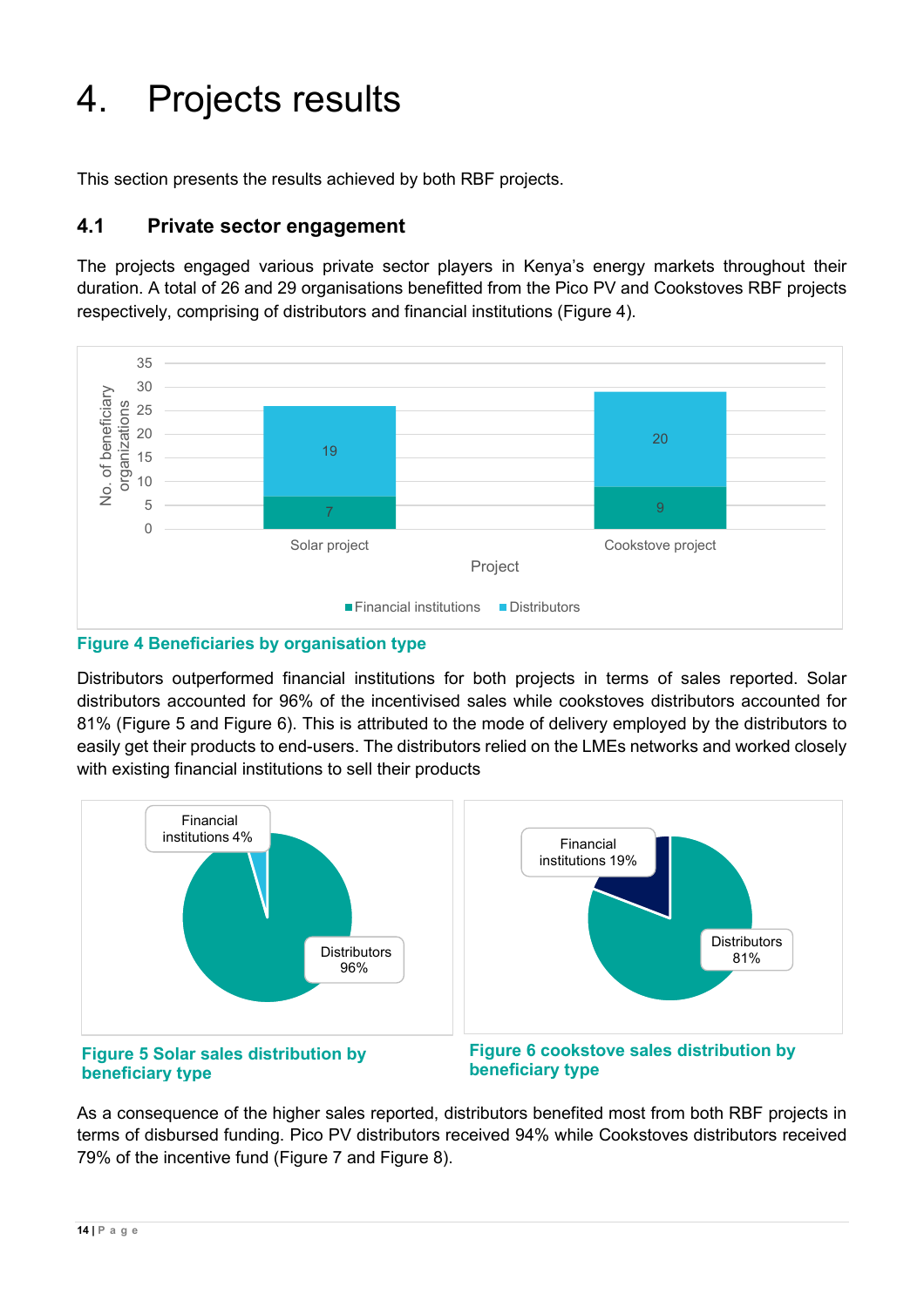// Recorrido de pasos (sin la calculadora externa): Conté dos veces el 38 en los tres carteles, sumé 38 + 38 y revisé que nada se me escapara en las filas de arriba.
# 4. Projects results

This section presents the results achieved by both RBF projects.

## 4.1 Private sector engagement

The projects engaged various private sector players in Kenya's energy markets throughout their duration. A total of 26 and 29 organisations benefitted from the Pico PV and Cookstoves RBF projects respectively, comprising of distributors and financial institutions (Figure 4).

| Project | Financial institutions | Distributors |
|---|---|---|
| Solar project | 7 | 19 |
| Cookstove project | 9 | 20 |

**Figure 4 Beneficiaries by organisation type**

Distributors outperformed financial institutions for both projects in terms of sales reported. Solar distributors accounted for 96% of the incentivised sales while cookstoves distributors accounted for 81% (Figure 5 and Figure 6). This is attributed to the mode of delivery employed by the distributors to easily get their products to end-users. The distributors relied on the LMEs networks and worked closely with existing financial institutions to sell their products

Financial institutions 4%

Distributors 96%

**Figure 5 Solar sales distribution by beneficiary type**

Financial institutions 19%

Distributors 81%

**Figure 6 cookstove sales distribution by beneficiary type**

As a consequence of the higher sales reported, distributors benefited most from both RBF projects in terms of disbursed funding. Pico PV distributors received 94% while Cookstoves distributors received 79% of the incentive fund (Figure 7 and Figure 8).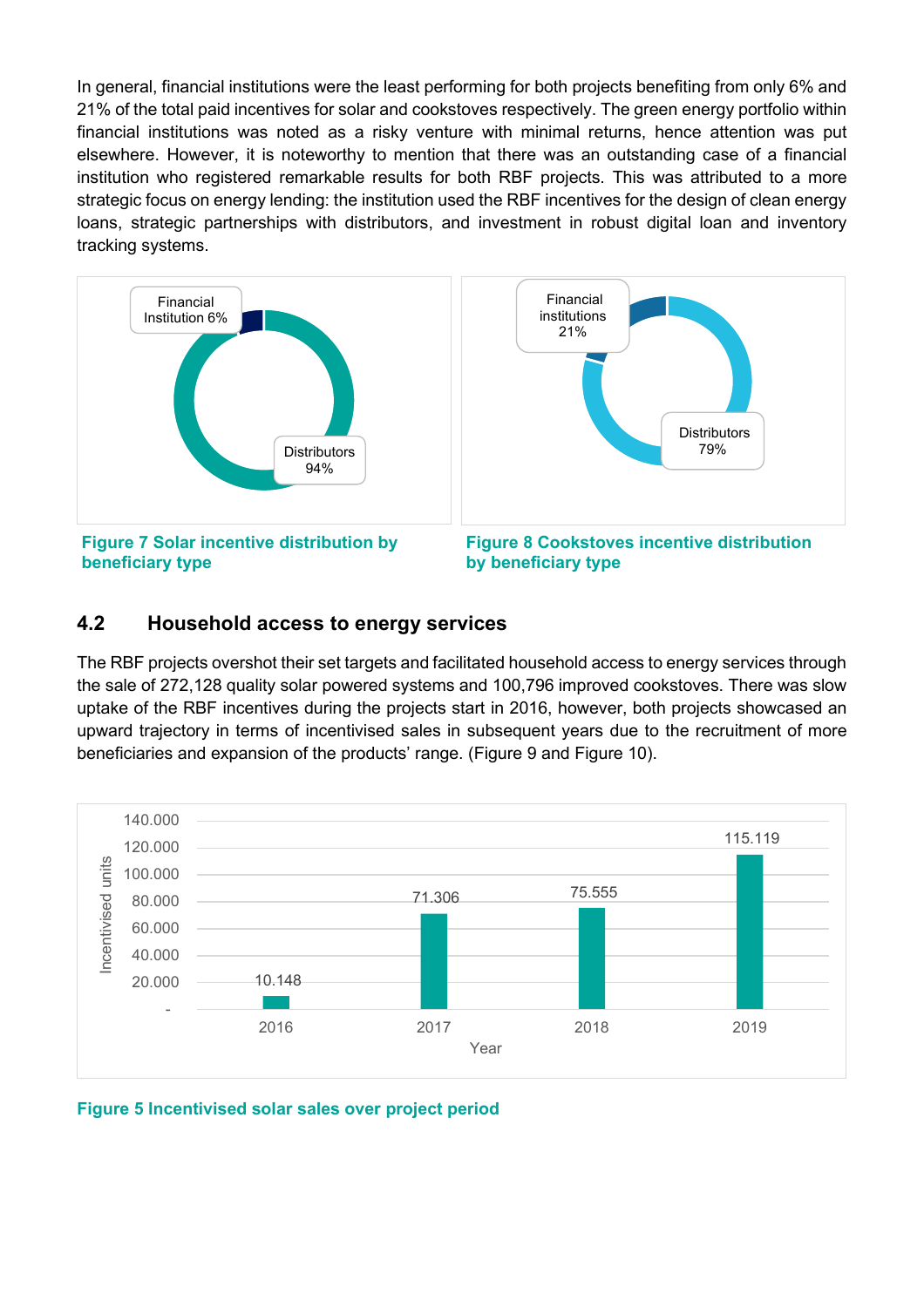In general, financial institutions were the least performing for both projects benefiting from only 6% and 21% of the total paid incentives for solar and cookstoves respectively. The green energy portfolio within financial institutions was noted as a risky venture with minimal returns, hence attention was put elsewhere. However, it is noteworthy to mention that there was an outstanding case of a financial institution who registered remarkable results for both RBF projects. This was attributed to a more strategic focus on energy lending: the institution used the RBF incentives for the design of clean energy loans, strategic partnerships with distributors, and investment in robust digital loan and inventory tracking systems.

Financial Institution 6%

Distributors 94%

**Figure 7 Solar incentive distribution by beneficiary type**

Financial institutions 21%

Distributors 79%

**Figure 8 Cookstoves incentive distribution by beneficiary type**

## 4.2 Household access to energy services

The RBF projects overshot their set targets and facilitated household access to energy services through the sale of 272,128 quality solar powered systems and 100,796 improved cookstoves. There was slow uptake of the RBF incentives during the projects start in 2016, however, both projects showcased an upward trajectory in terms of incentivised sales in subsequent years due to the recruitment of more beneficiaries and expansion of the products' range. (Figure 9 and Figure 10).

| Year | Incentivised units |
|---|---|
| 2016 | 10.148 |
| 2017 | 71.306 |
| 2018 | 75.555 |
| 2019 | 115.119 |

**Figure 5 Incentivised solar sales over project period**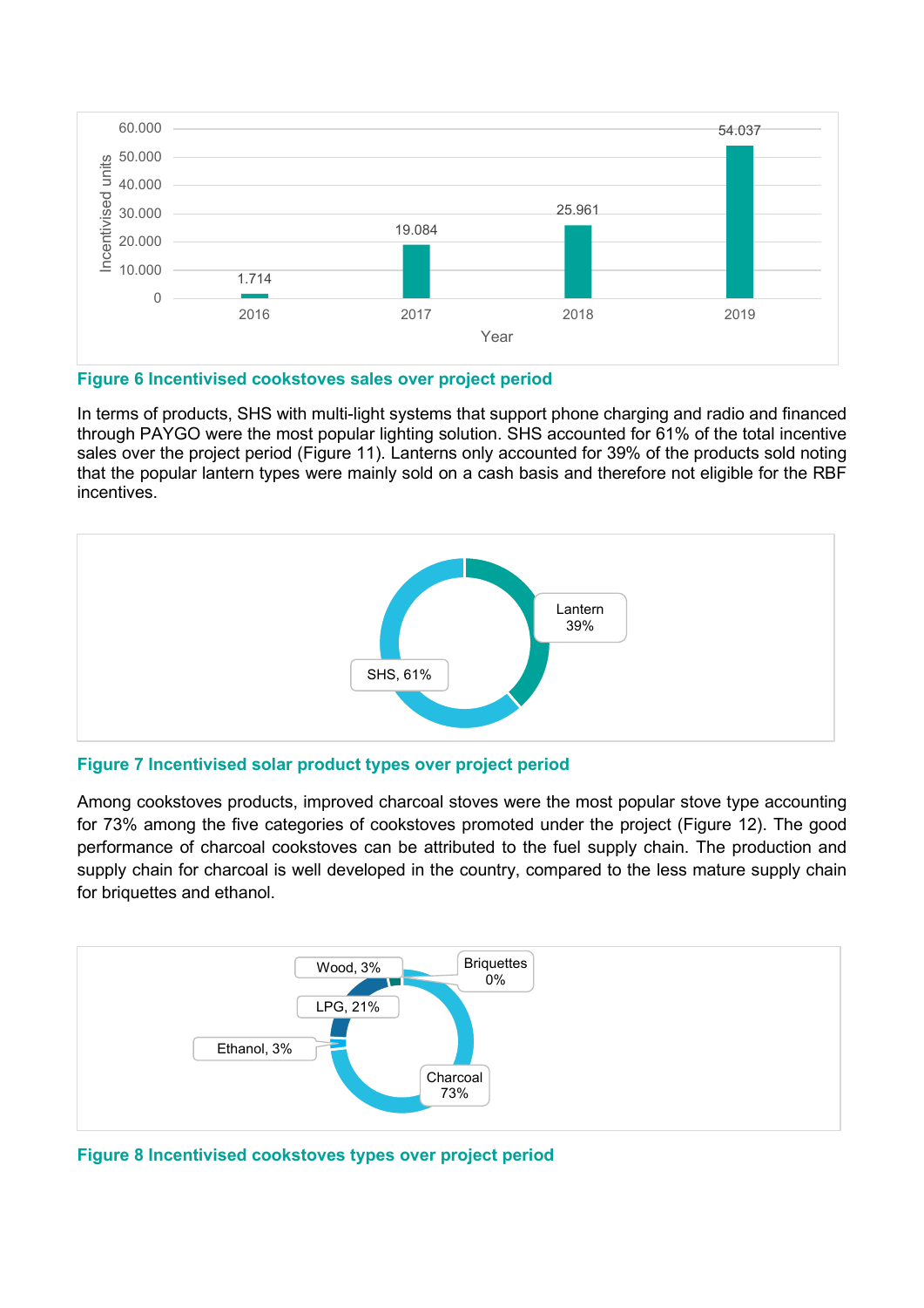**Figure 6 Incentivised cookstoves sales over project period**

In terms of products, SHS with multi-light systems that support phone charging and radio and financed through PAYGO were the most popular lighting solution. SHS accounted for 61% of the total incentive sales over the project period (Figure 11). Lanterns only accounted for 39% of the products sold noting that the popular lantern types were mainly sold on a cash basis and therefore not eligible for the RBF incentives.

**Figure 7 Incentivised solar product types over project period**

Among cookstoves products, improved charcoal stoves were the most popular stove type accounting for 73% among the five categories of cookstoves promoted under the project (Figure 12). The good performance of charcoal cookstoves can be attributed to the fuel supply chain. The production and supply chain for charcoal is well developed in the country, compared to the less mature supply chain for briquettes and ethanol.

**Figure 8 Incentivised cookstoves types over project period**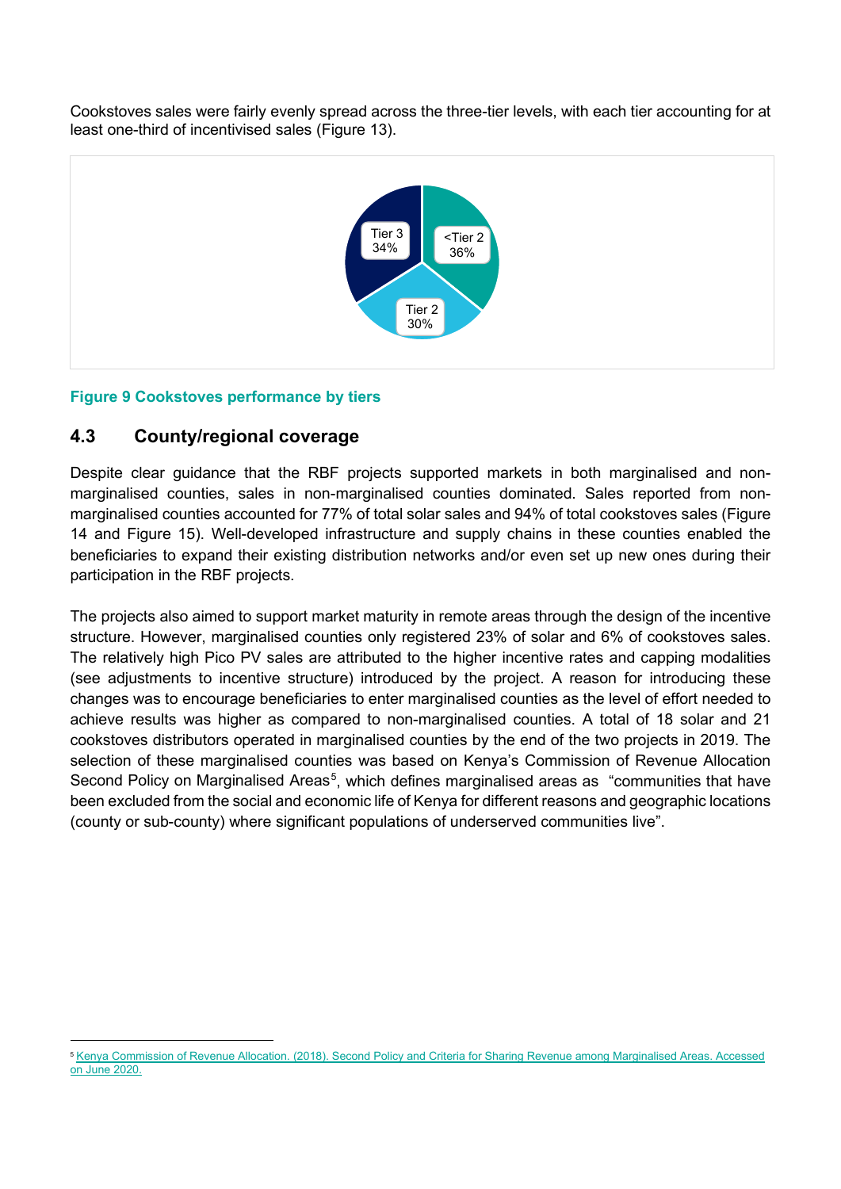Cookstoves sales were fairly evenly spread across the three-tier levels, with each tier accounting for at least one-third of incentivised sales (Figure 13).

| Tier | Share |
| --- | --- |
| <Tier 2 | 36% |
| Tier 2 | 30% |
| Tier 3 | 34% |

**Figure 9 Cookstoves performance by tiers**

## 4.3 County/regional coverage

Despite clear guidance that the RBF projects supported markets in both marginalised and non-marginalised counties, sales in non-marginalised counties dominated. Sales reported from non-marginalised counties accounted for 77% of total solar sales and 94% of total cookstoves sales (Figure 14 and Figure 15). Well-developed infrastructure and supply chains in these counties enabled the beneficiaries to expand their existing distribution networks and/or even set up new ones during their participation in the RBF projects.

The projects also aimed to support market maturity in remote areas through the design of the incentive structure. However, marginalised counties only registered 23% of solar and 6% of cookstoves sales. The relatively high Pico PV sales are attributed to the higher incentive rates and capping modalities (see adjustments to incentive structure) introduced by the project. A reason for introducing these changes was to encourage beneficiaries to enter marginalised counties as the level of effort needed to achieve results was higher as compared to non-marginalised counties. A total of 18 solar and 21 cookstoves distributors operated in marginalised counties by the end of the two projects in 2019. The selection of these marginalised counties was based on Kenya's Commission of Revenue Allocation Second Policy on Marginalised Areas[5], which defines marginalised areas as "communities that have been excluded from the social and economic life of Kenya for different reasons and geographic locations (county or sub-county) where significant populations of underserved communities live".

[5] Kenya Commission of Revenue Allocation. (2018). Second Policy and Criteria for Sharing Revenue among Marginalised Areas. Accessed on June 2020.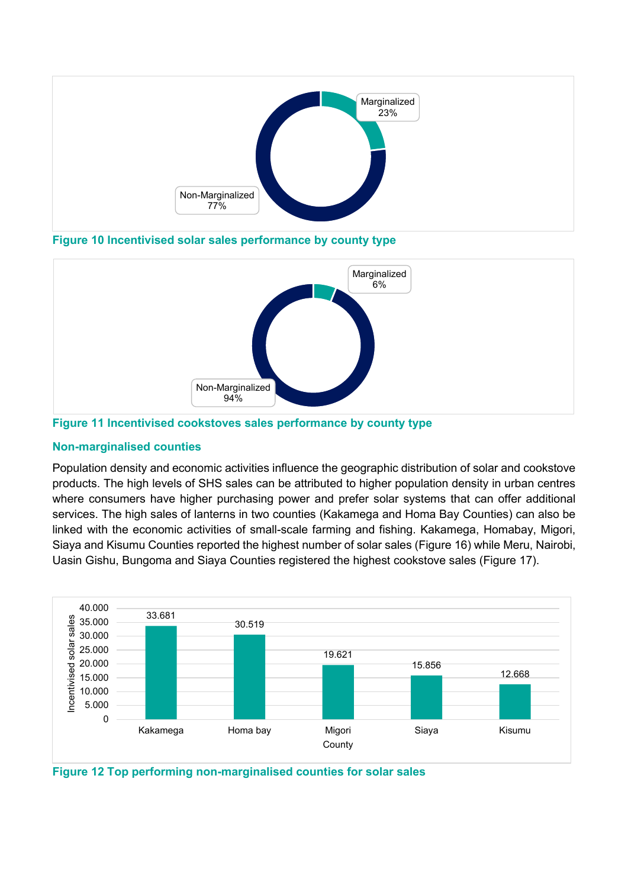Figure 10 Incentivised solar sales performance by county type

Figure 11 Incentivised cookstoves sales performance by county type

### Non-marginalised counties

Population density and economic activities influence the geographic distribution of solar and cookstove products. The high levels of SHS sales can be attributed to higher population density in urban centres where consumers have higher purchasing power and prefer solar systems that can offer additional services. The high sales of lanterns in two counties (Kakamega and Homa Bay Counties) can also be linked with the economic activities of small-scale farming and fishing. Kakamega, Homabay, Migori, Siaya and Kisumu Counties reported the highest number of solar sales (Figure 16) while Meru, Nairobi, Uasin Gishu, Bungoma and Siaya Counties registered the highest cookstove sales (Figure 17).

Figure 12 Top performing non-marginalised counties for solar sales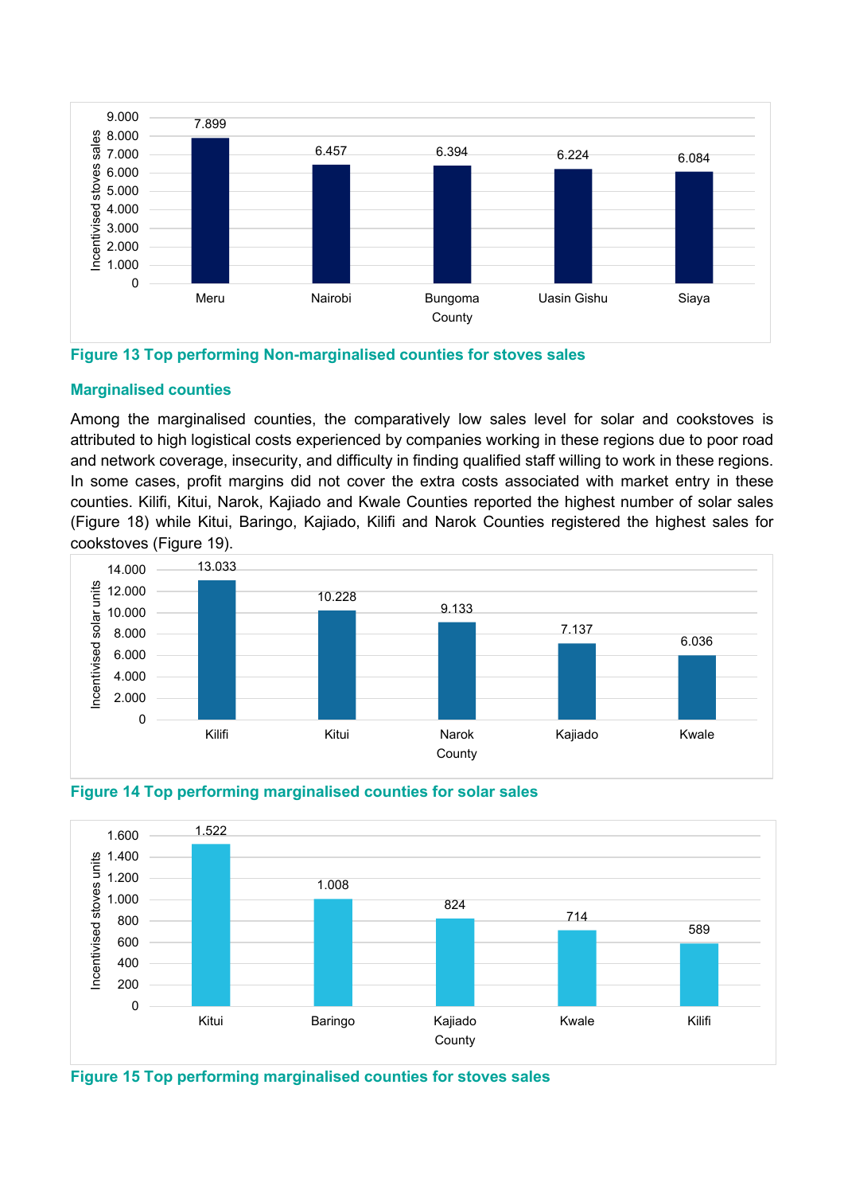| County | Incentivised stoves sales |
| --- | --- |
| Meru | 7.899 |
| Nairobi | 6.457 |
| Bungoma | 6.394 |
| Uasin Gishu | 6.224 |
| Siaya | 6.084 |

**Figure 13 Top performing Non-marginalised counties for stoves sales**

### Marginalised counties

Among the marginalised counties, the comparatively low sales level for solar and cookstoves is attributed to high logistical costs experienced by companies working in these regions due to poor road and network coverage, insecurity, and difficulty in finding qualified staff willing to work in these regions. In some cases, profit margins did not cover the extra costs associated with market entry in these counties. Kilifi, Kitui, Narok, Kajiado and Kwale Counties reported the highest number of solar sales (Figure 18) while Kitui, Baringo, Kajiado, Kilifi and Narok Counties registered the highest sales for cookstoves (Figure 19).

| County | Incentivised solar units |
| --- | --- |
| Kilifi | 13.033 |
| Kitui | 10.228 |
| Narok | 9.133 |
| Kajiado | 7.137 |
| Kwale | 6.036 |

**Figure 14 Top performing marginalised counties for solar sales**

| County | Incentivised stoves units |
| --- | --- |
| Kitui | 1.522 |
| Baringo | 1.008 |
| Kajiado | 824 |
| Kwale | 714 |
| Kilifi | 589 |

**Figure 15 Top performing marginalised counties for stoves sales**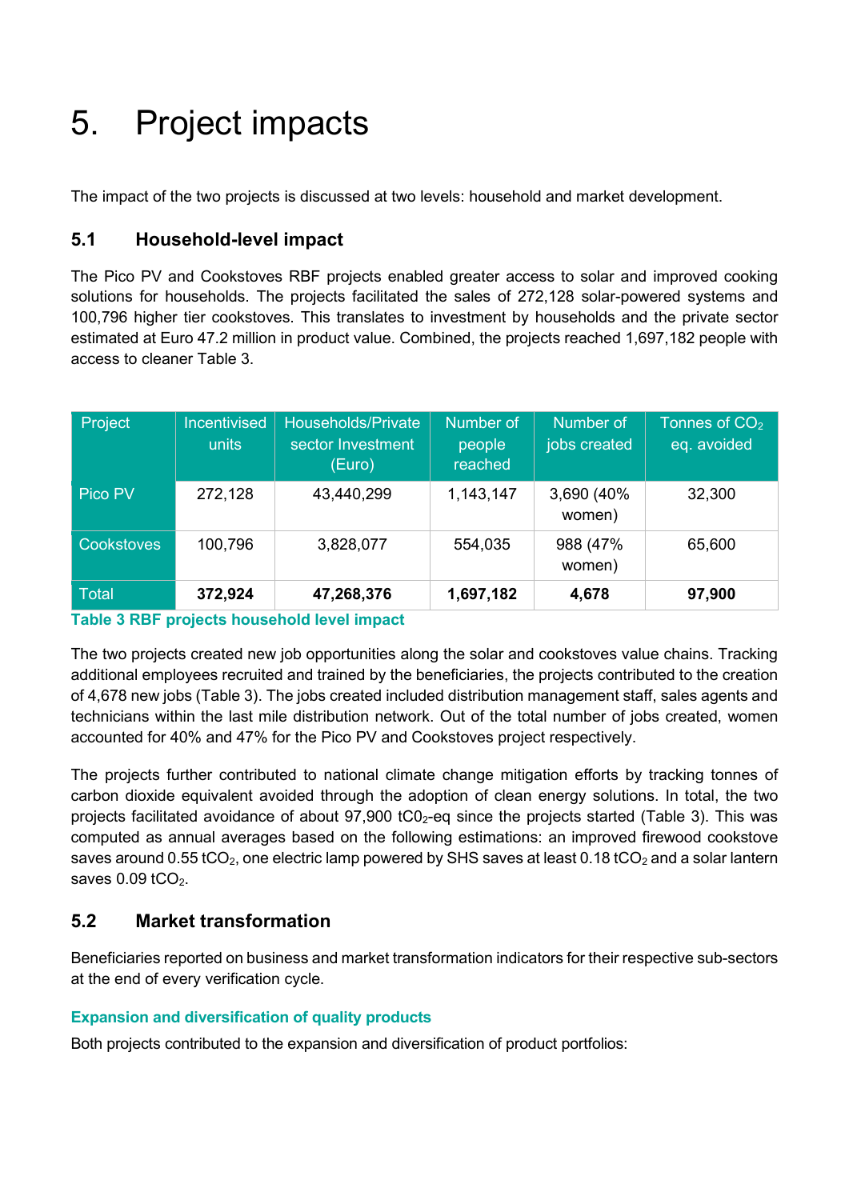# 5. Project impacts

The impact of the two projects is discussed at two levels: household and market development.

## 5.1 Household-level impact

The Pico PV and Cookstoves RBF projects enabled greater access to solar and improved cooking solutions for households. The projects facilitated the sales of 272,128 solar-powered systems and 100,796 higher tier cookstoves. This translates to investment by households and the private sector estimated at Euro 47.2 million in product value. Combined, the projects reached 1,697,182 people with access to cleaner Table 3.

| Project | Incentivised units | Households/Private sector Investment (Euro) | Number of people reached | Number of jobs created | Tonnes of $CO_2$ eq. avoided |
|---|---|---|---|---|---|
| Pico PV | 272,128 | 43,440,299 | 1,143,147 | 3,690 (40% women) | 32,300 |
| Cookstoves | 100,796 | 3,828,077 | 554,035 | 988 (47% women) | 65,600 |
| Total | **372,924** | **47,268,376** | **1,697,182** | **4,678** | **97,900** |

**Table 3 RBF projects household level impact**

The two projects created new job opportunities along the solar and cookstoves value chains. Tracking additional employees recruited and trained by the beneficiaries, the projects contributed to the creation of 4,678 new jobs (Table 3). The jobs created included distribution management staff, sales agents and technicians within the last mile distribution network. Out of the total number of jobs created, women accounted for 40% and 47% for the Pico PV and Cookstoves project respectively.

The projects further contributed to national climate change mitigation efforts by tracking tonnes of carbon dioxide equivalent avoided through the adoption of clean energy solutions. In total, the two projects facilitated avoidance of about 97,900 $tC0_2$-eq since the projects started (Table 3). This was computed as annual averages based on the following estimations: an improved firewood cookstove saves around 0.55 $tCO_2$, one electric lamp powered by SHS saves at least 0.18 $tCO_2$ and a solar lantern saves 0.09 $tCO_2$.

## 5.2 Market transformation

Beneficiaries reported on business and market transformation indicators for their respective sub-sectors at the end of every verification cycle.

### Expansion and diversification of quality products

Both projects contributed to the expansion and diversification of product portfolios: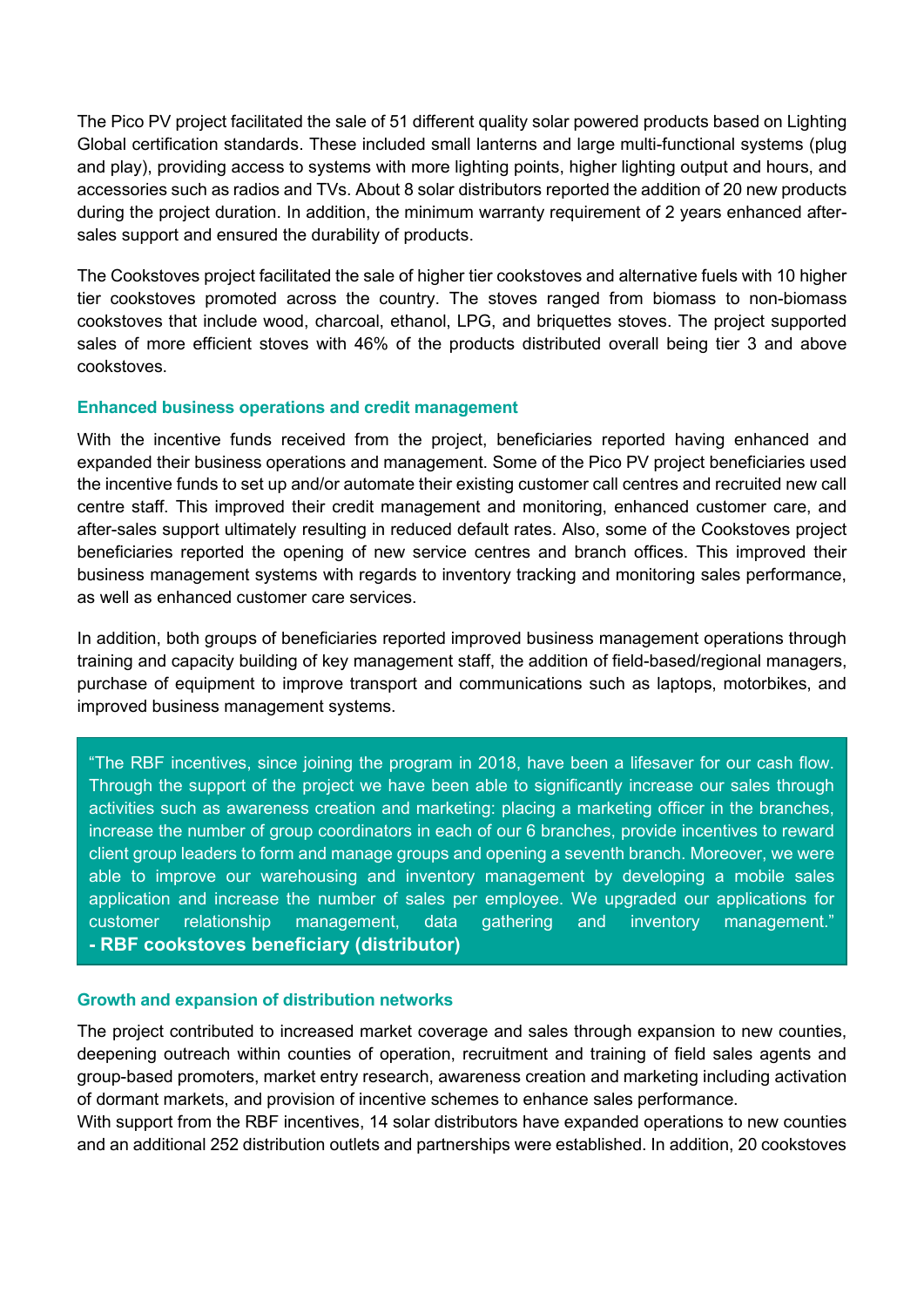The Pico PV project facilitated the sale of 51 different quality solar powered products based on Lighting Global certification standards. These included small lanterns and large multi-functional systems (plug and play), providing access to systems with more lighting points, higher lighting output and hours, and accessories such as radios and TVs. About 8 solar distributors reported the addition of 20 new products during the project duration. In addition, the minimum warranty requirement of 2 years enhanced after-sales support and ensured the durability of products.

The Cookstoves project facilitated the sale of higher tier cookstoves and alternative fuels with 10 higher tier cookstoves promoted across the country. The stoves ranged from biomass to non-biomass cookstoves that include wood, charcoal, ethanol, LPG, and briquettes stoves. The project supported sales of more efficient stoves with 46% of the products distributed overall being tier 3 and above cookstoves.

### Enhanced business operations and credit management

With the incentive funds received from the project, beneficiaries reported having enhanced and expanded their business operations and management. Some of the Pico PV project beneficiaries used the incentive funds to set up and/or automate their existing customer call centres and recruited new call centre staff. This improved their credit management and monitoring, enhanced customer care, and after-sales support ultimately resulting in reduced default rates. Also, some of the Cookstoves project beneficiaries reported the opening of new service centres and branch offices. This improved their business management systems with regards to inventory tracking and monitoring sales performance, as well as enhanced customer care services.

In addition, both groups of beneficiaries reported improved business management operations through training and capacity building of key management staff, the addition of field-based/regional managers, purchase of equipment to improve transport and communications such as laptops, motorbikes, and improved business management systems.

> "The RBF incentives, since joining the program in 2018, have been a lifesaver for our cash flow. Through the support of the project we have been able to significantly increase our sales through activities such as awareness creation and marketing: placing a marketing officer in the branches, increase the number of group coordinators in each of our 6 branches, provide incentives to reward client group leaders to form and manage groups and opening a seventh branch. Moreover, we were able to improve our warehousing and inventory management by developing a mobile sales application and increase the number of sales per employee. We upgraded our applications for customer relationship management, data gathering and inventory management."
> **- RBF cookstoves beneficiary (distributor)**

### Growth and expansion of distribution networks

The project contributed to increased market coverage and sales through expansion to new counties, deepening outreach within counties of operation, recruitment and training of field sales agents and group-based promoters, market entry research, awareness creation and marketing including activation of dormant markets, and provision of incentive schemes to enhance sales performance.
With support from the RBF incentives, 14 solar distributors have expanded operations to new counties and an additional 252 distribution outlets and partnerships were established. In addition, 20 cookstoves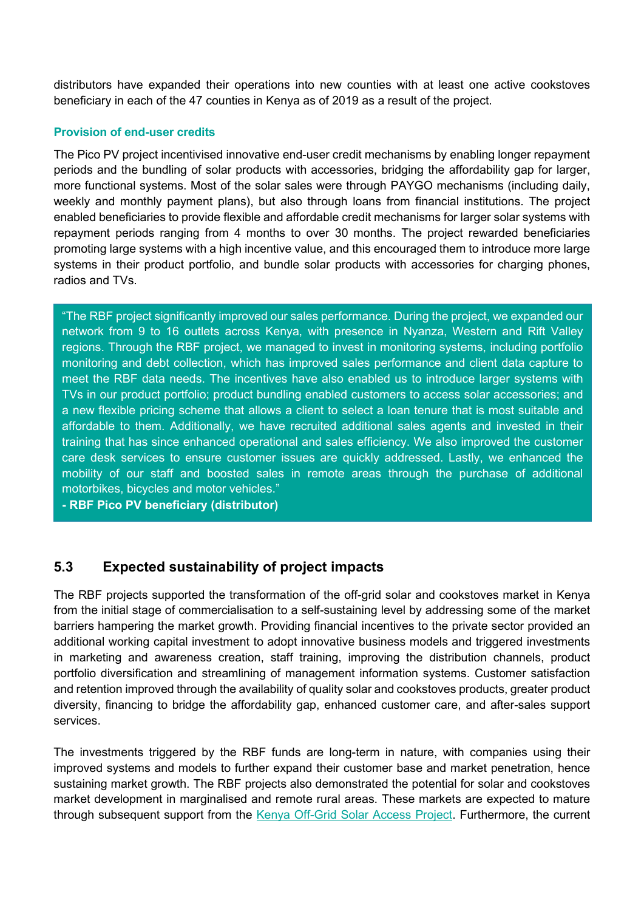distributors have expanded their operations into new counties with at least one active cookstoves beneficiary in each of the 47 counties in Kenya as of 2019 as a result of the project.

#### Provision of end-user credits

The Pico PV project incentivised innovative end-user credit mechanisms by enabling longer repayment periods and the bundling of solar products with accessories, bridging the affordability gap for larger, more functional systems. Most of the solar sales were through PAYGO mechanisms (including daily, weekly and monthly payment plans), but also through loans from financial institutions. The project enabled beneficiaries to provide flexible and affordable credit mechanisms for larger solar systems with repayment periods ranging from 4 months to over 30 months. The project rewarded beneficiaries promoting large systems with a high incentive value, and this encouraged them to introduce more large systems in their product portfolio, and bundle solar products with accessories for charging phones, radios and TVs.

> "The RBF project significantly improved our sales performance. During the project, we expanded our network from 9 to 16 outlets across Kenya, with presence in Nyanza, Western and Rift Valley regions. Through the RBF project, we managed to invest in monitoring systems, including portfolio monitoring and debt collection, which has improved sales performance and client data capture to meet the RBF data needs. The incentives have also enabled us to introduce larger systems with TVs in our product portfolio; product bundling enabled customers to access solar accessories; and a new flexible pricing scheme that allows a client to select a loan tenure that is most suitable and affordable to them. Additionally, we have recruited additional sales agents and invested in their training that has since enhanced operational and sales efficiency. We also improved the customer care desk services to ensure customer issues are quickly addressed. Lastly, we enhanced the mobility of our staff and boosted sales in remote areas through the purchase of additional motorbikes, bicycles and motor vehicles."
>
> **- RBF Pico PV beneficiary (distributor)**

## 5.3 Expected sustainability of project impacts

The RBF projects supported the transformation of the off-grid solar and cookstoves market in Kenya from the initial stage of commercialisation to a self-sustaining level by addressing some of the market barriers hampering the market growth. Providing financial incentives to the private sector provided an additional working capital investment to adopt innovative business models and triggered investments in marketing and awareness creation, staff training, improving the distribution channels, product portfolio diversification and streamlining of management information systems. Customer satisfaction and retention improved through the availability of quality solar and cookstoves products, greater product diversity, financing to bridge the affordability gap, enhanced customer care, and after-sales support services.

The investments triggered by the RBF funds are long-term in nature, with companies using their improved systems and models to further expand their customer base and market penetration, hence sustaining market growth. The RBF projects also demonstrated the potential for solar and cookstoves market development in marginalised and remote rural areas. These markets are expected to mature through subsequent support from the Kenya Off-Grid Solar Access Project. Furthermore, the current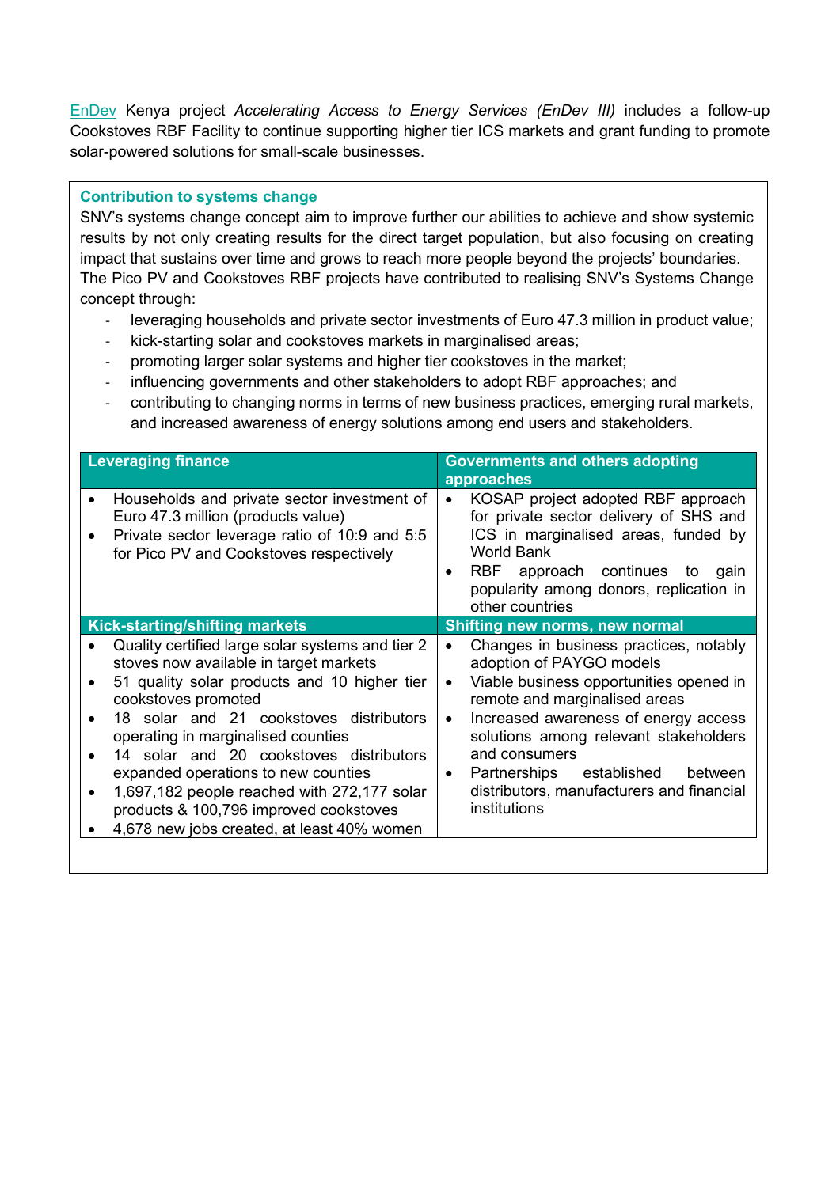[EnDev](#) Kenya project *Accelerating Access to Energy Services (EnDev III)* includes a follow-up Cookstoves RBF Facility to continue supporting higher tier ICS markets and grant funding to promote solar-powered solutions for small-scale businesses.

### Contribution to systems change

SNV's systems change concept aim to improve further our abilities to achieve and show systemic results by not only creating results for the direct target population, but also focusing on creating impact that sustains over time and grows to reach more people beyond the projects' boundaries. The Pico PV and Cookstoves RBF projects have contributed to realising SNV's Systems Change concept through:

- leveraging households and private sector investments of Euro 47.3 million in product value;
- kick-starting solar and cookstoves markets in marginalised areas;
- promoting larger solar systems and higher tier cookstoves in the market;
- influencing governments and other stakeholders to adopt RBF approaches; and
- contributing to changing norms in terms of new business practices, emerging rural markets, and increased awareness of energy solutions among end users and stakeholders.

| **Leveraging finance** | **Governments and others adopting approaches** |
|---|---|
| • Households and private sector investment of Euro 47.3 million (products value)<br>• Private sector leverage ratio of 10:9 and 5:5 for Pico PV and Cookstoves respectively | • KOSAP project adopted RBF approach for private sector delivery of SHS and ICS in marginalised areas, funded by World Bank<br>• RBF approach continues to gain popularity among donors, replication in other countries |
| **Kick-starting/shifting markets** | **Shifting new norms, new normal** |
| • Quality certified large solar systems and tier 2 stoves now available in target markets<br>• 51 quality solar products and 10 higher tier cookstoves promoted<br>• 18 solar and 21 cookstoves distributors operating in marginalised counties<br>• 14 solar and 20 cookstoves distributors expanded operations to new counties<br>• 1,697,182 people reached with 272,177 solar products & 100,796 improved cookstoves<br>• 4,678 new jobs created, at least 40% women | • Changes in business practices, notably adoption of PAYGO models<br>• Viable business opportunities opened in remote and marginalised areas<br>• Increased awareness of energy access solutions among relevant stakeholders and consumers<br>• Partnerships established between distributors, manufacturers and financial institutions |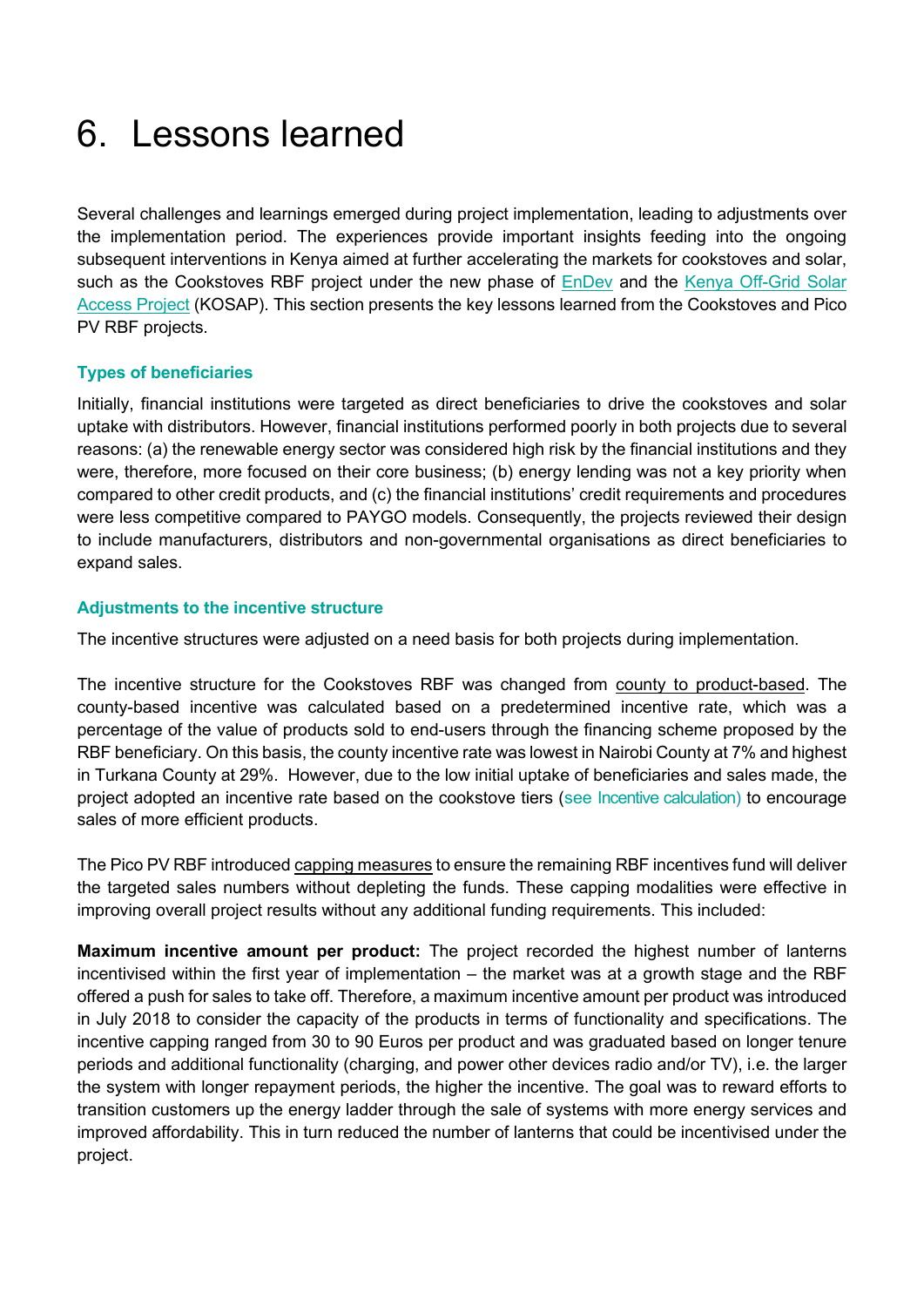# 6. Lessons learned

Several challenges and learnings emerged during project implementation, leading to adjustments over the implementation period. The experiences provide important insights feeding into the ongoing subsequent interventions in Kenya aimed at further accelerating the markets for cookstoves and solar, such as the Cookstoves RBF project under the new phase of EnDev and the Kenya Off-Grid Solar Access Project (KOSAP). This section presents the key lessons learned from the Cookstoves and Pico PV RBF projects.

### Types of beneficiaries

Initially, financial institutions were targeted as direct beneficiaries to drive the cookstoves and solar uptake with distributors. However, financial institutions performed poorly in both projects due to several reasons: (a) the renewable energy sector was considered high risk by the financial institutions and they were, therefore, more focused on their core business; (b) energy lending was not a key priority when compared to other credit products, and (c) the financial institutions' credit requirements and procedures were less competitive compared to PAYGO models. Consequently, the projects reviewed their design to include manufacturers, distributors and non-governmental organisations as direct beneficiaries to expand sales.

### Adjustments to the incentive structure

The incentive structures were adjusted on a need basis for both projects during implementation.

The incentive structure for the Cookstoves RBF was changed from county to product-based. The county-based incentive was calculated based on a predetermined incentive rate, which was a percentage of the value of products sold to end-users through the financing scheme proposed by the RBF beneficiary. On this basis, the county incentive rate was lowest in Nairobi County at 7% and highest in Turkana County at 29%. However, due to the low initial uptake of beneficiaries and sales made, the project adopted an incentive rate based on the cookstove tiers (see Incentive calculation) to encourage sales of more efficient products.

The Pico PV RBF introduced capping measures to ensure the remaining RBF incentives fund will deliver the targeted sales numbers without depleting the funds. These capping modalities were effective in improving overall project results without any additional funding requirements. This included:

**Maximum incentive amount per product:** The project recorded the highest number of lanterns incentivised within the first year of implementation – the market was at a growth stage and the RBF offered a push for sales to take off. Therefore, a maximum incentive amount per product was introduced in July 2018 to consider the capacity of the products in terms of functionality and specifications. The incentive capping ranged from 30 to 90 Euros per product and was graduated based on longer tenure periods and additional functionality (charging, and power other devices radio and/or TV), i.e. the larger the system with longer repayment periods, the higher the incentive. The goal was to reward efforts to transition customers up the energy ladder through the sale of systems with more energy services and improved affordability. This in turn reduced the number of lanterns that could be incentivised under the project.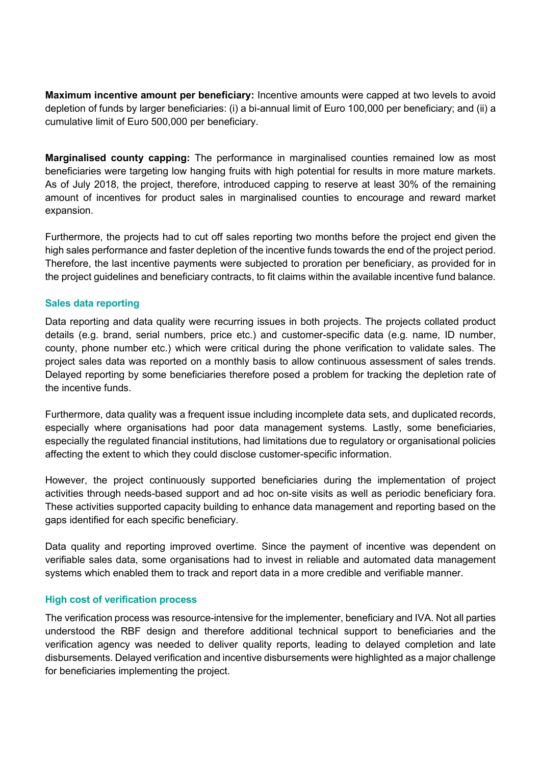**Maximum incentive amount per beneficiary:** Incentive amounts were capped at two levels to avoid depletion of funds by larger beneficiaries: (i) a bi-annual limit of Euro 100,000 per beneficiary; and (ii) a cumulative limit of Euro 500,000 per beneficiary.

**Marginalised county capping:** The performance in marginalised counties remained low as most beneficiaries were targeting low hanging fruits with high potential for results in more mature markets. As of July 2018, the project, therefore, introduced capping to reserve at least 30% of the remaining amount of incentives for product sales in marginalised counties to encourage and reward market expansion.

Furthermore, the projects had to cut off sales reporting two months before the project end given the high sales performance and faster depletion of the incentive funds towards the end of the project period. Therefore, the last incentive payments were subjected to proration per beneficiary, as provided for in the project guidelines and beneficiary contracts, to fit claims within the available incentive fund balance.

### Sales data reporting

Data reporting and data quality were recurring issues in both projects. The projects collated product details (e.g. brand, serial numbers, price etc.) and customer-specific data (e.g. name, ID number, county, phone number etc.) which were critical during the phone verification to validate sales. The project sales data was reported on a monthly basis to allow continuous assessment of sales trends. Delayed reporting by some beneficiaries therefore posed a problem for tracking the depletion rate of the incentive funds.

Furthermore, data quality was a frequent issue including incomplete data sets, and duplicated records, especially where organisations had poor data management systems. Lastly, some beneficiaries, especially the regulated financial institutions, had limitations due to regulatory or organisational policies affecting the extent to which they could disclose customer-specific information.

However, the project continuously supported beneficiaries during the implementation of project activities through needs-based support and ad hoc on-site visits as well as periodic beneficiary fora. These activities supported capacity building to enhance data management and reporting based on the gaps identified for each specific beneficiary.

Data quality and reporting improved overtime. Since the payment of incentive was dependent on verifiable sales data, some organisations had to invest in reliable and automated data management systems which enabled them to track and report data in a more credible and verifiable manner.

### High cost of verification process

The verification process was resource-intensive for the implementer, beneficiary and IVA. Not all parties understood the RBF design and therefore additional technical support to beneficiaries and the verification agency was needed to deliver quality reports, leading to delayed completion and late disbursements. Delayed verification and incentive disbursements were highlighted as a major challenge for beneficiaries implementing the project.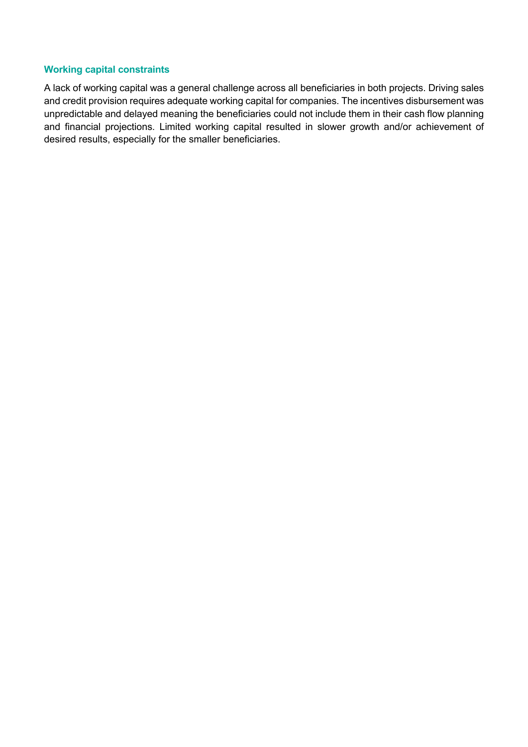### Working capital constraints

A lack of working capital was a general challenge across all beneficiaries in both projects. Driving sales and credit provision requires adequate working capital for companies. The incentives disbursement was unpredictable and delayed meaning the beneficiaries could not include them in their cash flow planning and financial projections. Limited working capital resulted in slower growth and/or achievement of desired results, especially for the smaller beneficiaries.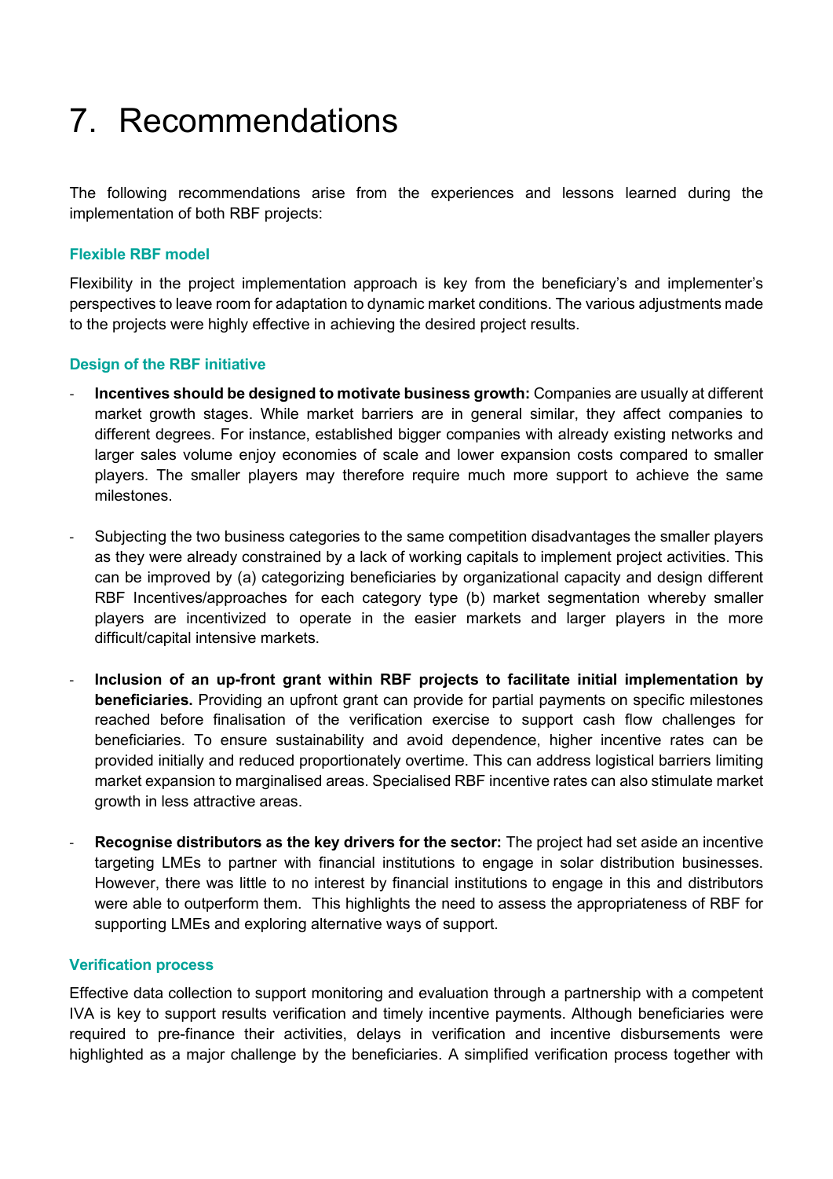# 7. Recommendations

The following recommendations arise from the experiences and lessons learned during the implementation of both RBF projects:

### Flexible RBF model

Flexibility in the project implementation approach is key from the beneficiary's and implementer's perspectives to leave room for adaptation to dynamic market conditions. The various adjustments made to the projects were highly effective in achieving the desired project results.

### Design of the RBF initiative

- **Incentives should be designed to motivate business growth:** Companies are usually at different market growth stages. While market barriers are in general similar, they affect companies to different degrees. For instance, established bigger companies with already existing networks and larger sales volume enjoy economies of scale and lower expansion costs compared to smaller players. The smaller players may therefore require much more support to achieve the same milestones.
- Subjecting the two business categories to the same competition disadvantages the smaller players as they were already constrained by a lack of working capitals to implement project activities. This can be improved by (a) categorizing beneficiaries by organizational capacity and design different RBF Incentives/approaches for each category type (b) market segmentation whereby smaller players are incentivized to operate in the easier markets and larger players in the more difficult/capital intensive markets.
- **Inclusion of an up-front grant within RBF projects to facilitate initial implementation by beneficiaries.** Providing an upfront grant can provide for partial payments on specific milestones reached before finalisation of the verification exercise to support cash flow challenges for beneficiaries. To ensure sustainability and avoid dependence, higher incentive rates can be provided initially and reduced proportionately overtime. This can address logistical barriers limiting market expansion to marginalised areas. Specialised RBF incentive rates can also stimulate market growth in less attractive areas.
- **Recognise distributors as the key drivers for the sector:** The project had set aside an incentive targeting LMEs to partner with financial institutions to engage in solar distribution businesses. However, there was little to no interest by financial institutions to engage in this and distributors were able to outperform them. This highlights the need to assess the appropriateness of RBF for supporting LMEs and exploring alternative ways of support.

### Verification process

Effective data collection to support monitoring and evaluation through a partnership with a competent IVA is key to support results verification and timely incentive payments. Although beneficiaries were required to pre-finance their activities, delays in verification and incentive disbursements were highlighted as a major challenge by the beneficiaries. A simplified verification process together with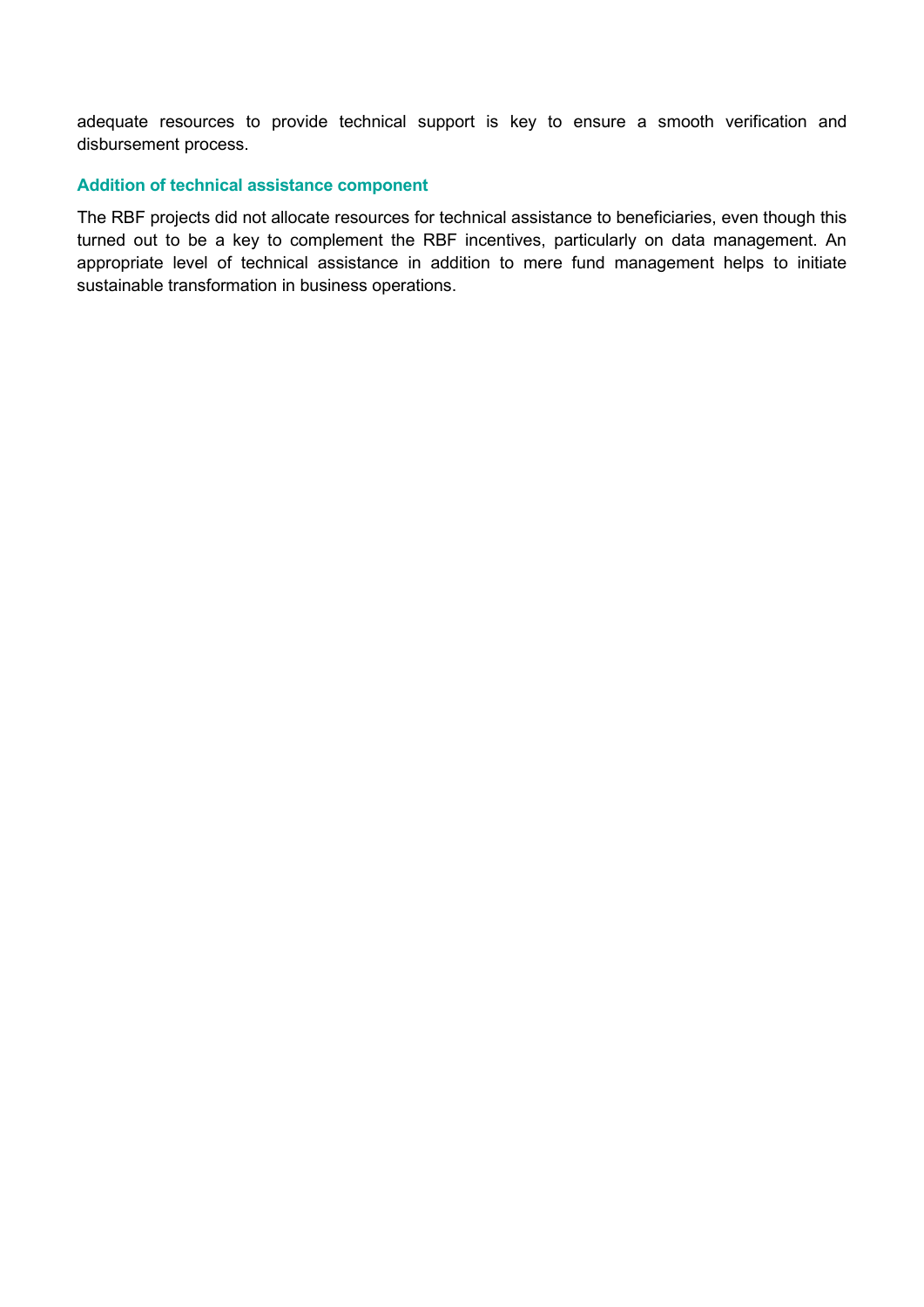adequate resources to provide technical support is key to ensure a smooth verification and disbursement process.

### Addition of technical assistance component

The RBF projects did not allocate resources for technical assistance to beneficiaries, even though this turned out to be a key to complement the RBF incentives, particularly on data management. An appropriate level of technical assistance in addition to mere fund management helps to initiate sustainable transformation in business operations.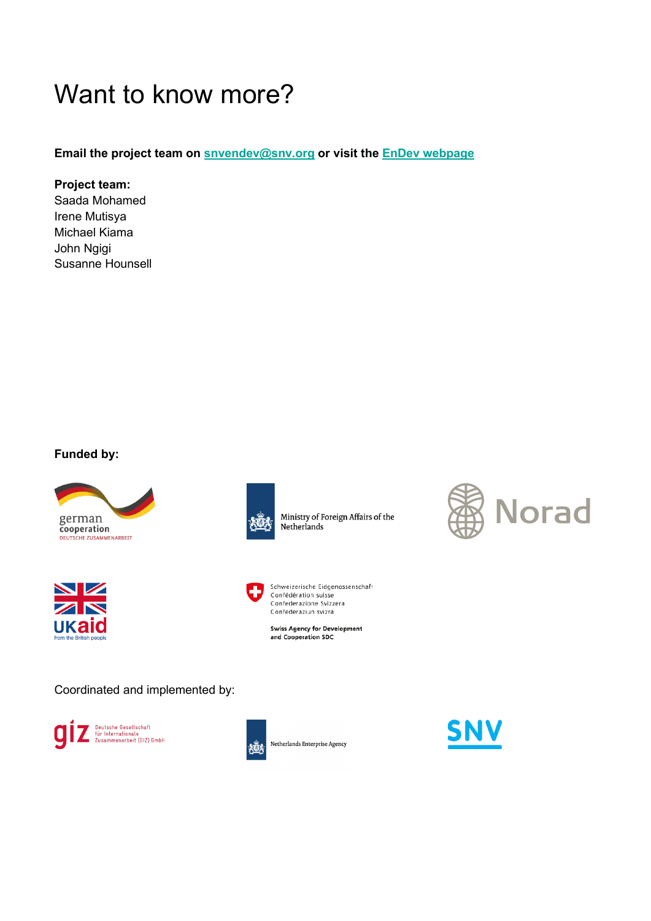# Want to know more?

**Email the project team on snvendev@snv.org or visit the EnDev webpage**

**Project team:**
Saada Mohamed
Irene Mutisya
Michael Kiama
John Ngigi
Susanne Hounsell

**Funded by:**

german cooperation
DEUTSCHE ZUSAMMENARBEIT

Ministry of Foreign Affairs of the Netherlands

Norad

UKaid
from the British people

Schweizerische Eidgenossenschaft
Confédération suisse
Confederazione Svizzera
Confederaziun svizra

Swiss Agency for Development and Cooperation SDC

Coordinated and implemented by:

giz Deutsche Gesellschaft für Internationale Zusammenarbeit (GIZ) GmbH

Netherlands Enterprise Agency

SNV